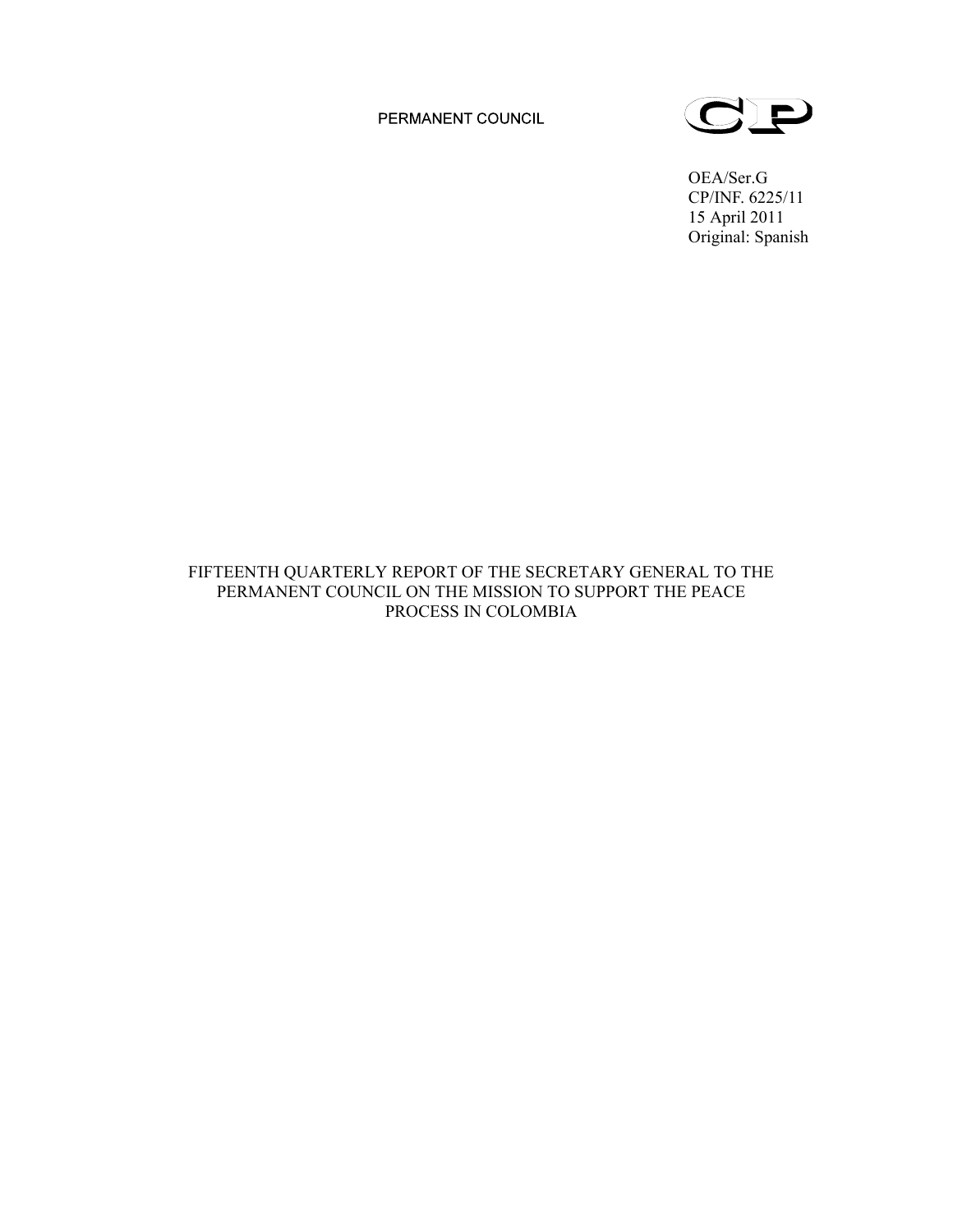PERMANENT COUNCIL

CP

OEA/Ser.G
CP/INF. 6225/11
15 April 2011
Original: Spanish

# FIFTEENTH QUARTERLY REPORT OF THE SECRETARY GENERAL TO THE PERMANENT COUNCIL ON THE MISSION TO SUPPORT THE PEACE PROCESS IN COLOMBIA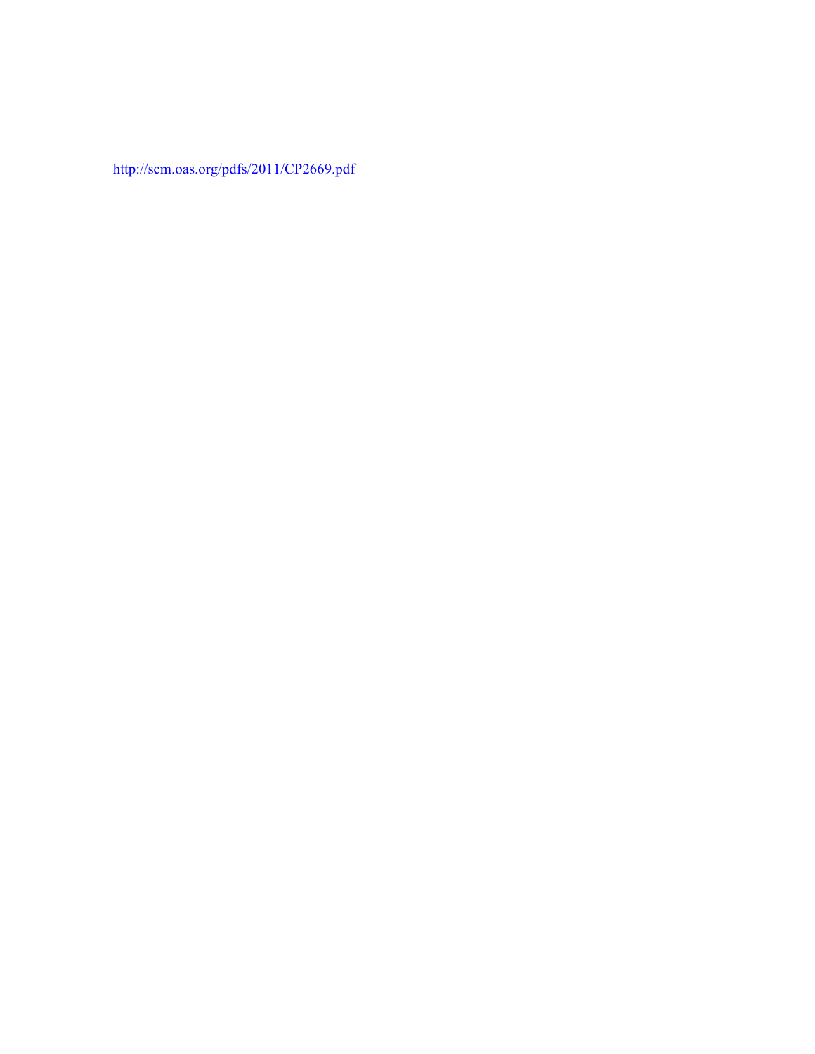http://scm.oas.org/pdfs/2011/CP2669.pdf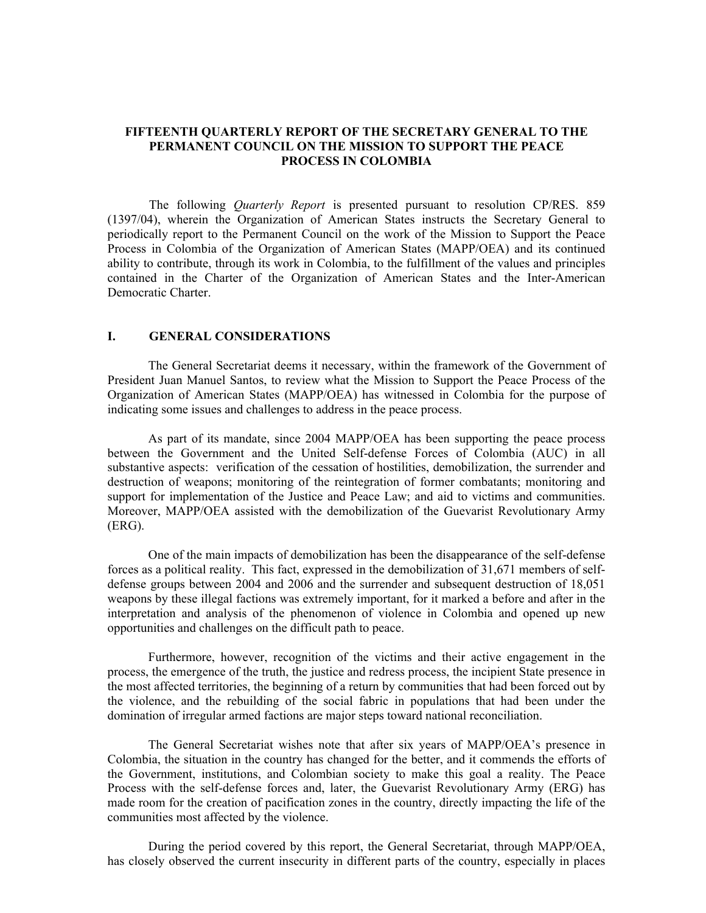**FIFTEENTH QUARTERLY REPORT OF THE SECRETARY GENERAL TO THE PERMANENT COUNCIL ON THE MISSION TO SUPPORT THE PEACE PROCESS IN COLOMBIA**

The following *Quarterly Report* is presented pursuant to resolution CP/RES. 859 (1397/04), wherein the Organization of American States instructs the Secretary General to periodically report to the Permanent Council on the work of the Mission to Support the Peace Process in Colombia of the Organization of American States (MAPP/OEA) and its continued ability to contribute, through its work in Colombia, to the fulfillment of the values and principles contained in the Charter of the Organization of American States and the Inter-American Democratic Charter.

## I. GENERAL CONSIDERATIONS

The General Secretariat deems it necessary, within the framework of the Government of President Juan Manuel Santos, to review what the Mission to Support the Peace Process of the Organization of American States (MAPP/OEA) has witnessed in Colombia for the purpose of indicating some issues and challenges to address in the peace process.

As part of its mandate, since 2004 MAPP/OEA has been supporting the peace process between the Government and the United Self-defense Forces of Colombia (AUC) in all substantive aspects: verification of the cessation of hostilities, demobilization, the surrender and destruction of weapons; monitoring of the reintegration of former combatants; monitoring and support for implementation of the Justice and Peace Law; and aid to victims and communities. Moreover, MAPP/OEA assisted with the demobilization of the Guevarist Revolutionary Army (ERG).

One of the main impacts of demobilization has been the disappearance of the self-defense forces as a political reality. This fact, expressed in the demobilization of 31,671 members of self-defense groups between 2004 and 2006 and the surrender and subsequent destruction of 18,051 weapons by these illegal factions was extremely important, for it marked a before and after in the interpretation and analysis of the phenomenon of violence in Colombia and opened up new opportunities and challenges on the difficult path to peace.

Furthermore, however, recognition of the victims and their active engagement in the process, the emergence of the truth, the justice and redress process, the incipient State presence in the most affected territories, the beginning of a return by communities that had been forced out by the violence, and the rebuilding of the social fabric in populations that had been under the domination of irregular armed factions are major steps toward national reconciliation.

The General Secretariat wishes note that after six years of MAPP/OEA's presence in Colombia, the situation in the country has changed for the better, and it commends the efforts of the Government, institutions, and Colombian society to make this goal a reality. The Peace Process with the self-defense forces and, later, the Guevarist Revolutionary Army (ERG) has made room for the creation of pacification zones in the country, directly impacting the life of the communities most affected by the violence.

During the period covered by this report, the General Secretariat, through MAPP/OEA, has closely observed the current insecurity in different parts of the country, especially in places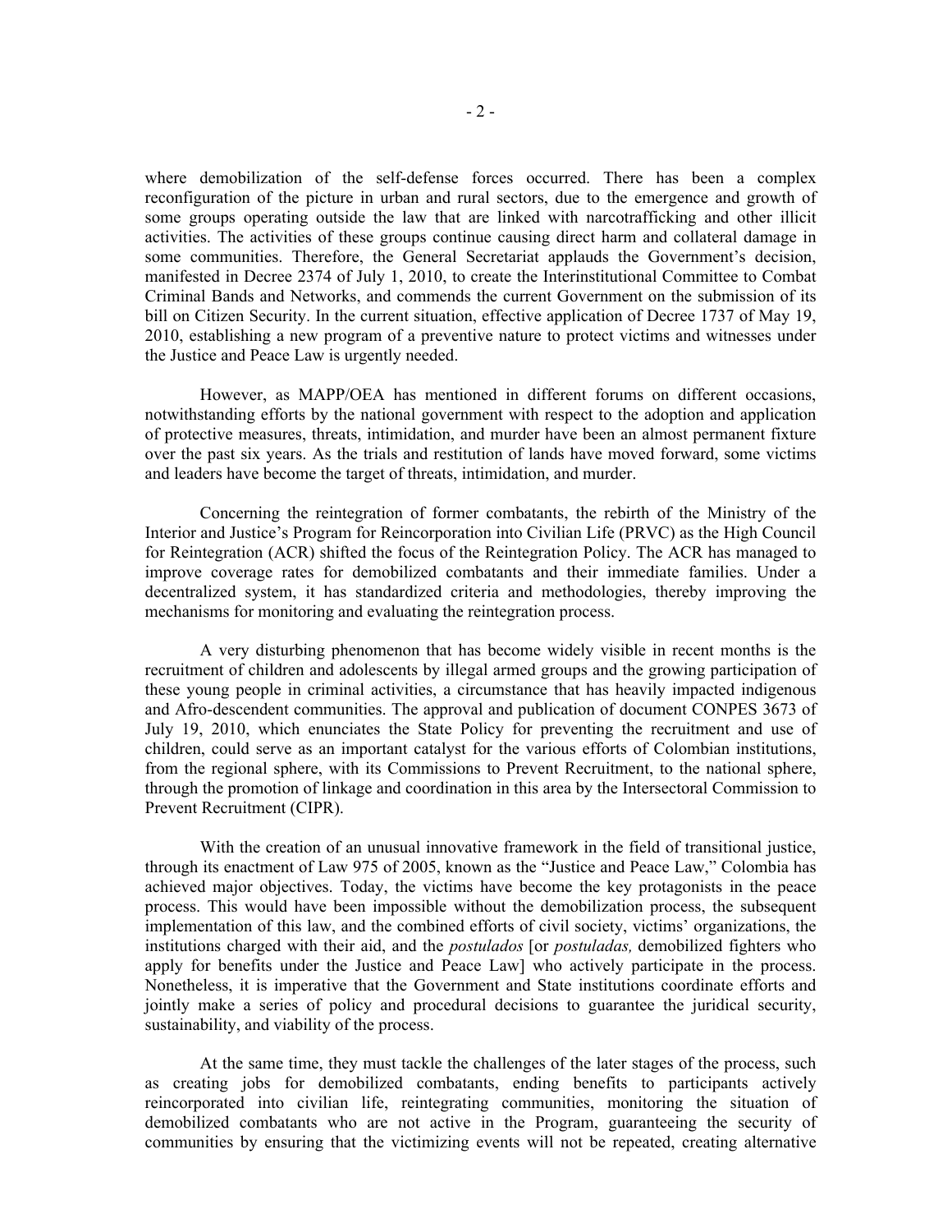where demobilization of the self-defense forces occurred. There has been a complex reconfiguration of the picture in urban and rural sectors, due to the emergence and growth of some groups operating outside the law that are linked with narcotrafficking and other illicit activities. The activities of these groups continue causing direct harm and collateral damage in some communities. Therefore, the General Secretariat applauds the Government's decision, manifested in Decree 2374 of July 1, 2010, to create the Interinstitutional Committee to Combat Criminal Bands and Networks, and commends the current Government on the submission of its bill on Citizen Security. In the current situation, effective application of Decree 1737 of May 19, 2010, establishing a new program of a preventive nature to protect victims and witnesses under the Justice and Peace Law is urgently needed.

However, as MAPP/OEA has mentioned in different forums on different occasions, notwithstanding efforts by the national government with respect to the adoption and application of protective measures, threats, intimidation, and murder have been an almost permanent fixture over the past six years. As the trials and restitution of lands have moved forward, some victims and leaders have become the target of threats, intimidation, and murder.

Concerning the reintegration of former combatants, the rebirth of the Ministry of the Interior and Justice's Program for Reincorporation into Civilian Life (PRVC) as the High Council for Reintegration (ACR) shifted the focus of the Reintegration Policy. The ACR has managed to improve coverage rates for demobilized combatants and their immediate families. Under a decentralized system, it has standardized criteria and methodologies, thereby improving the mechanisms for monitoring and evaluating the reintegration process.

A very disturbing phenomenon that has become widely visible in recent months is the recruitment of children and adolescents by illegal armed groups and the growing participation of these young people in criminal activities, a circumstance that has heavily impacted indigenous and Afro-descendent communities. The approval and publication of document CONPES 3673 of July 19, 2010, which enunciates the State Policy for preventing the recruitment and use of children, could serve as an important catalyst for the various efforts of Colombian institutions, from the regional sphere, with its Commissions to Prevent Recruitment, to the national sphere, through the promotion of linkage and coordination in this area by the Intersectoral Commission to Prevent Recruitment (CIPR).

With the creation of an unusual innovative framework in the field of transitional justice, through its enactment of Law 975 of 2005, known as the "Justice and Peace Law," Colombia has achieved major objectives. Today, the victims have become the key protagonists in the peace process. This would have been impossible without the demobilization process, the subsequent implementation of this law, and the combined efforts of civil society, victims' organizations, the institutions charged with their aid, and the *postulados* [or *postuladas,* demobilized fighters who apply for benefits under the Justice and Peace Law] who actively participate in the process. Nonetheless, it is imperative that the Government and State institutions coordinate efforts and jointly make a series of policy and procedural decisions to guarantee the juridical security, sustainability, and viability of the process.

At the same time, they must tackle the challenges of the later stages of the process, such as creating jobs for demobilized combatants, ending benefits to participants actively reincorporated into civilian life, reintegrating communities, monitoring the situation of demobilized combatants who are not active in the Program, guaranteeing the security of communities by ensuring that the victimizing events will not be repeated, creating alternative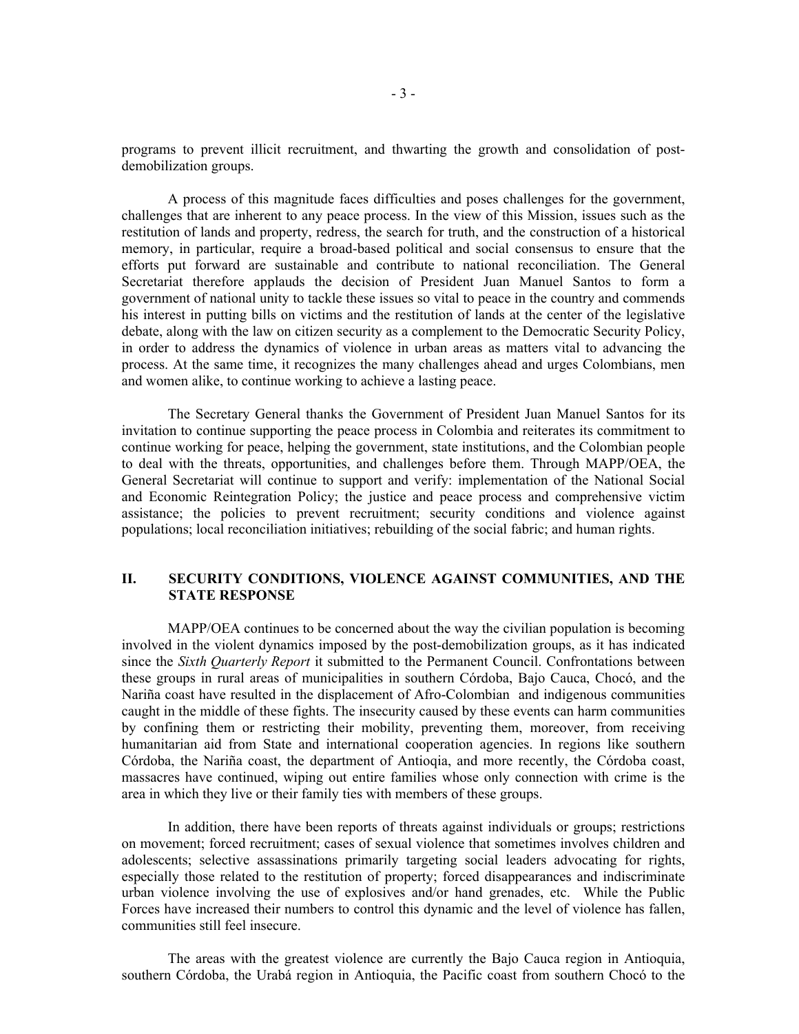programs to prevent illicit recruitment, and thwarting the growth and consolidation of post-demobilization groups.

A process of this magnitude faces difficulties and poses challenges for the government, challenges that are inherent to any peace process. In the view of this Mission, issues such as the restitution of lands and property, redress, the search for truth, and the construction of a historical memory, in particular, require a broad-based political and social consensus to ensure that the efforts put forward are sustainable and contribute to national reconciliation. The General Secretariat therefore applauds the decision of President Juan Manuel Santos to form a government of national unity to tackle these issues so vital to peace in the country and commends his interest in putting bills on victims and the restitution of lands at the center of the legislative debate, along with the law on citizen security as a complement to the Democratic Security Policy, in order to address the dynamics of violence in urban areas as matters vital to advancing the process. At the same time, it recognizes the many challenges ahead and urges Colombians, men and women alike, to continue working to achieve a lasting peace.

The Secretary General thanks the Government of President Juan Manuel Santos for its invitation to continue supporting the peace process in Colombia and reiterates its commitment to continue working for peace, helping the government, state institutions, and the Colombian people to deal with the threats, opportunities, and challenges before them. Through MAPP/OEA, the General Secretariat will continue to support and verify: implementation of the National Social and Economic Reintegration Policy; the justice and peace process and comprehensive victim assistance; the policies to prevent recruitment; security conditions and violence against populations; local reconciliation initiatives; rebuilding of the social fabric; and human rights.

## II. SECURITY CONDITIONS, VIOLENCE AGAINST COMMUNITIES, AND THE STATE RESPONSE

MAPP/OEA continues to be concerned about the way the civilian population is becoming involved in the violent dynamics imposed by the post-demobilization groups, as it has indicated since the *Sixth Quarterly Report* it submitted to the Permanent Council. Confrontations between these groups in rural areas of municipalities in southern Córdoba, Bajo Cauca, Chocó, and the Nariña coast have resulted in the displacement of Afro-Colombian and indigenous communities caught in the middle of these fights. The insecurity caused by these events can harm communities by confining them or restricting their mobility, preventing them, moreover, from receiving humanitarian aid from State and international cooperation agencies. In regions like southern Córdoba, the Nariña coast, the department of Antioqia, and more recently, the Córdoba coast, massacres have continued, wiping out entire families whose only connection with crime is the area in which they live or their family ties with members of these groups.

In addition, there have been reports of threats against individuals or groups; restrictions on movement; forced recruitment; cases of sexual violence that sometimes involves children and adolescents; selective assassinations primarily targeting social leaders advocating for rights, especially those related to the restitution of property; forced disappearances and indiscriminate urban violence involving the use of explosives and/or hand grenades, etc. While the Public Forces have increased their numbers to control this dynamic and the level of violence has fallen, communities still feel insecure.

The areas with the greatest violence are currently the Bajo Cauca region in Antioquia, southern Córdoba, the Urabá region in Antioquia, the Pacific coast from southern Chocó to the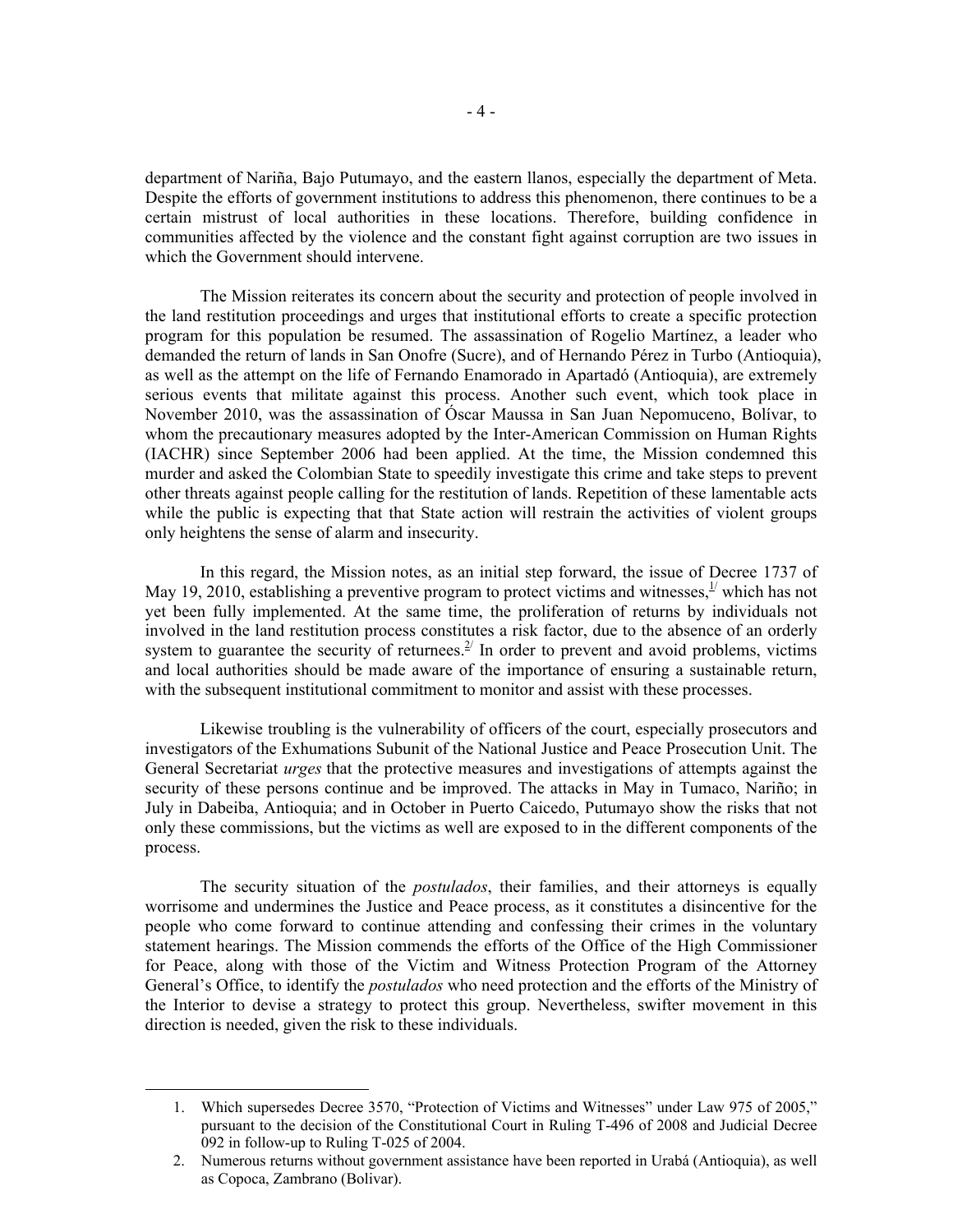department of Nariña, Bajo Putumayo, and the eastern llanos, especially the department of Meta. Despite the efforts of government institutions to address this phenomenon, there continues to be a certain mistrust of local authorities in these locations. Therefore, building confidence in communities affected by the violence and the constant fight against corruption are two issues in which the Government should intervene.

The Mission reiterates its concern about the security and protection of people involved in the land restitution proceedings and urges that institutional efforts to create a specific protection program for this population be resumed. The assassination of Rogelio Martínez, a leader who demanded the return of lands in San Onofre (Sucre), and of Hernando Pérez in Turbo (Antioquia), as well as the attempt on the life of Fernando Enamorado in Apartadó (Antioquia), are extremely serious events that militate against this process. Another such event, which took place in November 2010, was the assassination of Óscar Maussa in San Juan Nepomuceno, Bolívar, to whom the precautionary measures adopted by the Inter-American Commission on Human Rights (IACHR) since September 2006 had been applied. At the time, the Mission condemned this murder and asked the Colombian State to speedily investigate this crime and take steps to prevent other threats against people calling for the restitution of lands. Repetition of these lamentable acts while the public is expecting that that State action will restrain the activities of violent groups only heightens the sense of alarm and insecurity.

In this regard, the Mission notes, as an initial step forward, the issue of Decree 1737 of May 19, 2010, establishing a preventive program to protect victims and witnesses,[1] which has not yet been fully implemented. At the same time, the proliferation of returns by individuals not involved in the land restitution process constitutes a risk factor, due to the absence of an orderly system to guarantee the security of returnees.[2] In order to prevent and avoid problems, victims and local authorities should be made aware of the importance of ensuring a sustainable return, with the subsequent institutional commitment to monitor and assist with these processes.

Likewise troubling is the vulnerability of officers of the court, especially prosecutors and investigators of the Exhumations Subunit of the National Justice and Peace Prosecution Unit. The General Secretariat *urges* that the protective measures and investigations of attempts against the security of these persons continue and be improved. The attacks in May in Tumaco, Nariño; in July in Dabeiba, Antioquia; and in October in Puerto Caicedo, Putumayo show the risks that not only these commissions, but the victims as well are exposed to in the different components of the process.

The security situation of the *postulados*, their families, and their attorneys is equally worrisome and undermines the Justice and Peace process, as it constitutes a disincentive for the people who come forward to continue attending and confessing their crimes in the voluntary statement hearings. The Mission commends the efforts of the Office of the High Commissioner for Peace, along with those of the Victim and Witness Protection Program of the Attorney General's Office, to identify the *postulados* who need protection and the efforts of the Ministry of the Interior to devise a strategy to protect this group. Nevertheless, swifter movement in this direction is needed, given the risk to these individuals.

---

1. Which supersedes Decree 3570, "Protection of Victims and Witnesses" under Law 975 of 2005," pursuant to the decision of the Constitutional Court in Ruling T-496 of 2008 and Judicial Decree 092 in follow-up to Ruling T-025 of 2004.
2. Numerous returns without government assistance have been reported in Urabá (Antioquia), as well as Copoca, Zambrano (Bolivar).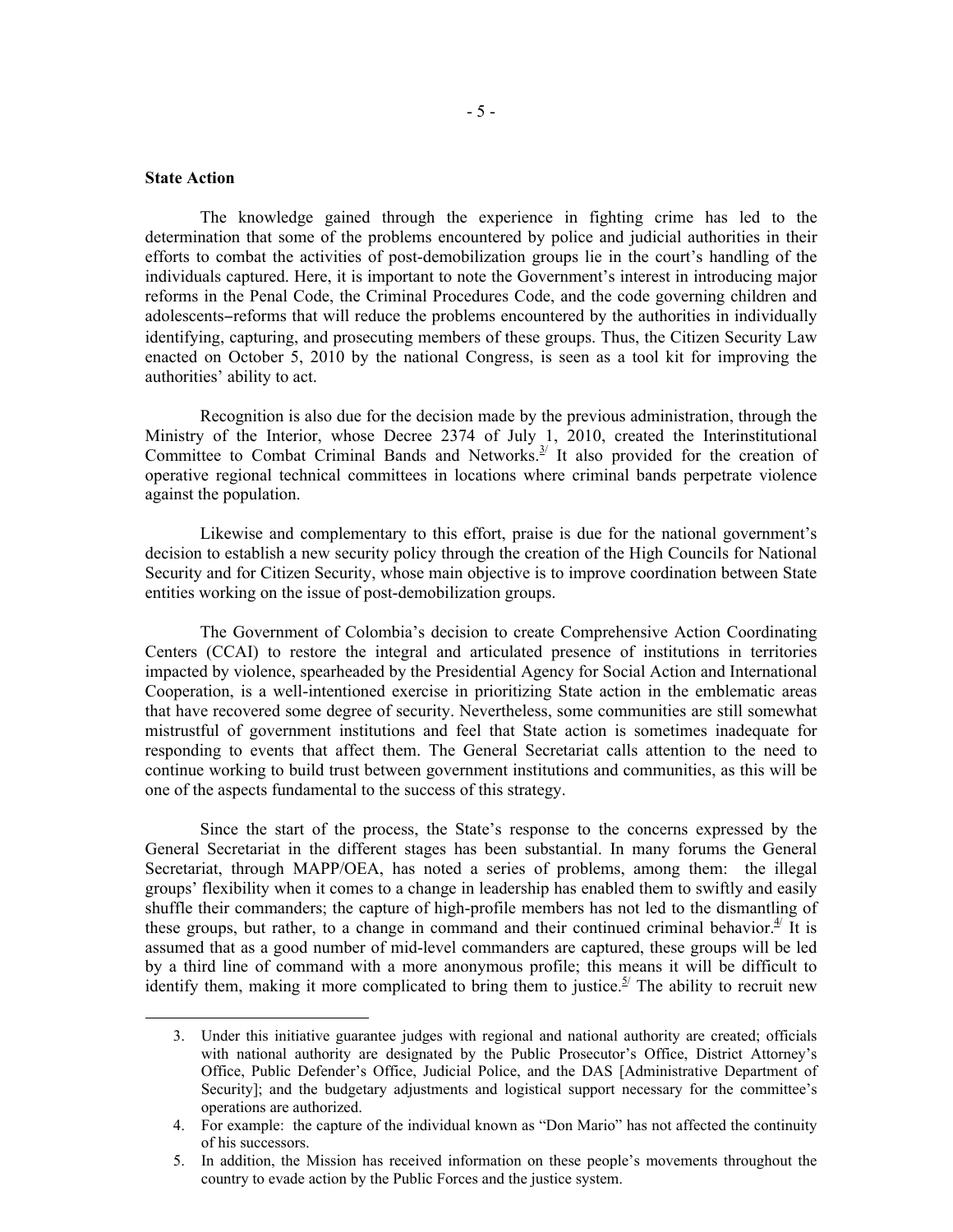**State Action**

The knowledge gained through the experience in fighting crime has led to the determination that some of the problems encountered by police and judicial authorities in their efforts to combat the activities of post-demobilization groups lie in the court's handling of the individuals captured. Here, it is important to note the Government's interest in introducing major reforms in the Penal Code, the Criminal Procedures Code, and the code governing children and adolescents–reforms that will reduce the problems encountered by the authorities in individually identifying, capturing, and prosecuting members of these groups. Thus, the Citizen Security Law enacted on October 5, 2010 by the national Congress, is seen as a tool kit for improving the authorities' ability to act.

Recognition is also due for the decision made by the previous administration, through the Ministry of the Interior, whose Decree 2374 of July 1, 2010, created the Interinstitutional Committee to Combat Criminal Bands and Networks.[3] It also provided for the creation of operative regional technical committees in locations where criminal bands perpetrate violence against the population.

Likewise and complementary to this effort, praise is due for the national government's decision to establish a new security policy through the creation of the High Councils for National Security and for Citizen Security, whose main objective is to improve coordination between State entities working on the issue of post-demobilization groups.

The Government of Colombia's decision to create Comprehensive Action Coordinating Centers (CCAI) to restore the integral and articulated presence of institutions in territories impacted by violence, spearheaded by the Presidential Agency for Social Action and International Cooperation, is a well-intentioned exercise in prioritizing State action in the emblematic areas that have recovered some degree of security. Nevertheless, some communities are still somewhat mistrustful of government institutions and feel that State action is sometimes inadequate for responding to events that affect them. The General Secretariat calls attention to the need to continue working to build trust between government institutions and communities, as this will be one of the aspects fundamental to the success of this strategy.

Since the start of the process, the State's response to the concerns expressed by the General Secretariat in the different stages has been substantial. In many forums the General Secretariat, through MAPP/OEA, has noted a series of problems, among them: the illegal groups' flexibility when it comes to a change in leadership has enabled them to swiftly and easily shuffle their commanders; the capture of high-profile members has not led to the dismantling of these groups, but rather, to a change in command and their continued criminal behavior.[4] It is assumed that as a good number of mid-level commanders are captured, these groups will be led by a third line of command with a more anonymous profile; this means it will be difficult to identify them, making it more complicated to bring them to justice.[5] The ability to recruit new

---

3. Under this initiative guarantee judges with regional and national authority are created; officials with national authority are designated by the Public Prosecutor's Office, District Attorney's Office, Public Defender's Office, Judicial Police, and the DAS [Administrative Department of Security]; and the budgetary adjustments and logistical support necessary for the committee's operations are authorized.
4. For example: the capture of the individual known as "Don Mario" has not affected the continuity of his successors.
5. In addition, the Mission has received information on these people's movements throughout the country to evade action by the Public Forces and the justice system.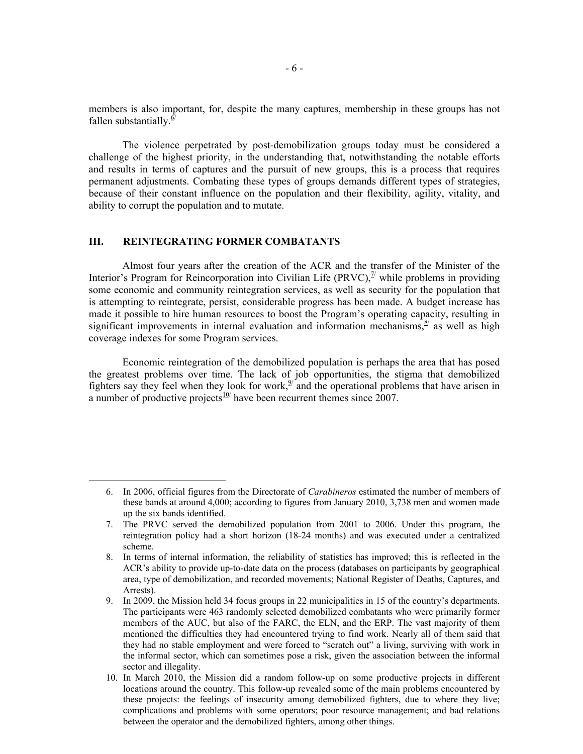members is also important, for, despite the many captures, membership in these groups has not fallen substantially.[6]

The violence perpetrated by post-demobilization groups today must be considered a challenge of the highest priority, in the understanding that, notwithstanding the notable efforts and results in terms of captures and the pursuit of new groups, this is a process that requires permanent adjustments. Combating these types of groups demands different types of strategies, because of their constant influence on the population and their flexibility, agility, vitality, and ability to corrupt the population and to mutate.

## III. REINTEGRATING FORMER COMBATANTS

Almost four years after the creation of the ACR and the transfer of the Minister of the Interior's Program for Reincorporation into Civilian Life (PRVC),[7] while problems in providing some economic and community reintegration services, as well as security for the population that is attempting to reintegrate, persist, considerable progress has been made. A budget increase has made it possible to hire human resources to boost the Program's operating capacity, resulting in significant improvements in internal evaluation and information mechanisms,[8] as well as high coverage indexes for some Program services.

Economic reintegration of the demobilized population is perhaps the area that has posed the greatest problems over time. The lack of job opportunities, the stigma that demobilized fighters say they feel when they look for work,[9] and the operational problems that have arisen in a number of productive projects[10] have been recurrent themes since 2007.

---

6. In 2006, official figures from the Directorate of *Carabineros* estimated the number of members of these bands at around 4,000; according to figures from January 2010, 3,738 men and women made up the six bands identified.
7. The PRVC served the demobilized population from 2001 to 2006. Under this program, the reintegration policy had a short horizon (18-24 months) and was executed under a centralized scheme.
8. In terms of internal information, the reliability of statistics has improved; this is reflected in the ACR's ability to provide up-to-date data on the process (databases on participants by geographical area, type of demobilization, and recorded movements; National Register of Deaths, Captures, and Arrests).
9. In 2009, the Mission held 34 focus groups in 22 municipalities in 15 of the country's departments. The participants were 463 randomly selected demobilized combatants who were primarily former members of the AUC, but also of the FARC, the ELN, and the ERP. The vast majority of them mentioned the difficulties they had encountered trying to find work. Nearly all of them said that they had no stable employment and were forced to "scratch out" a living, surviving with work in the informal sector, which can sometimes pose a risk, given the association between the informal sector and illegality.
10. In March 2010, the Mission did a random follow-up on some productive projects in different locations around the country. This follow-up revealed some of the main problems encountered by these projects: the feelings of insecurity among demobilized fighters, due to where they live; complications and problems with some operators; poor resource management; and bad relations between the operator and the demobilized fighters, among other things.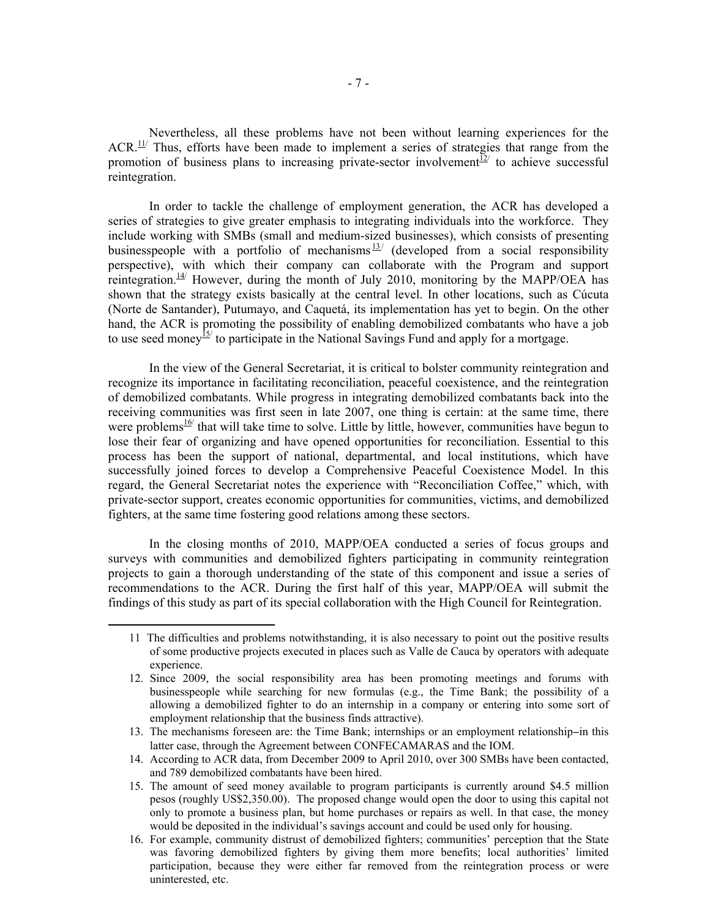Nevertheless, all these problems have not been without learning experiences for the ACR.[11] Thus, efforts have been made to implement a series of strategies that range from the promotion of business plans to increasing private-sector involvement[12] to achieve successful reintegration.

In order to tackle the challenge of employment generation, the ACR has developed a series of strategies to give greater emphasis to integrating individuals into the workforce. They include working with SMBs (small and medium-sized businesses), which consists of presenting businesspeople with a portfolio of mechanisms[13] (developed from a social responsibility perspective), with which their company can collaborate with the Program and support reintegration.[14] However, during the month of July 2010, monitoring by the MAPP/OEA has shown that the strategy exists basically at the central level. In other locations, such as Cúcuta (Norte de Santander), Putumayo, and Caquetá, its implementation has yet to begin. On the other hand, the ACR is promoting the possibility of enabling demobilized combatants who have a job to use seed money[15] to participate in the National Savings Fund and apply for a mortgage.

In the view of the General Secretariat, it is critical to bolster community reintegration and recognize its importance in facilitating reconciliation, peaceful coexistence, and the reintegration of demobilized combatants. While progress in integrating demobilized combatants back into the receiving communities was first seen in late 2007, one thing is certain: at the same time, there were problems[16] that will take time to solve. Little by little, however, communities have begun to lose their fear of organizing and have opened opportunities for reconciliation. Essential to this process has been the support of national, departmental, and local institutions, which have successfully joined forces to develop a Comprehensive Peaceful Coexistence Model. In this regard, the General Secretariat notes the experience with "Reconciliation Coffee," which, with private-sector support, creates economic opportunities for communities, victims, and demobilized fighters, at the same time fostering good relations among these sectors.

In the closing months of 2010, MAPP/OEA conducted a series of focus groups and surveys with communities and demobilized fighters participating in community reintegration projects to gain a thorough understanding of the state of this component and issue a series of recommendations to the ACR. During the first half of this year, MAPP/OEA will submit the findings of this study as part of its special collaboration with the High Council for Reintegration.

---

11 The difficulties and problems notwithstanding, it is also necessary to point out the positive results of some productive projects executed in places such as Valle de Cauca by operators with adequate experience.

12. Since 2009, the social responsibility area has been promoting meetings and forums with businesspeople while searching for new formulas (e.g., the Time Bank; the possibility of a allowing a demobilized fighter to do an internship in a company or entering into some sort of employment relationship that the business finds attractive).

13. The mechanisms foreseen are: the Time Bank; internships or an employment relationship–in this latter case, through the Agreement between CONFECAMARAS and the IOM.

14. According to ACR data, from December 2009 to April 2010, over 300 SMBs have been contacted, and 789 demobilized combatants have been hired.

15. The amount of seed money available to program participants is currently around $4.5 million pesos (roughly US$2,350.00). The proposed change would open the door to using this capital not only to promote a business plan, but home purchases or repairs as well. In that case, the money would be deposited in the individual's savings account and could be used only for housing.

16. For example, community distrust of demobilized fighters; communities' perception that the State was favoring demobilized fighters by giving them more benefits; local authorities' limited participation, because they were either far removed from the reintegration process or were uninterested, etc.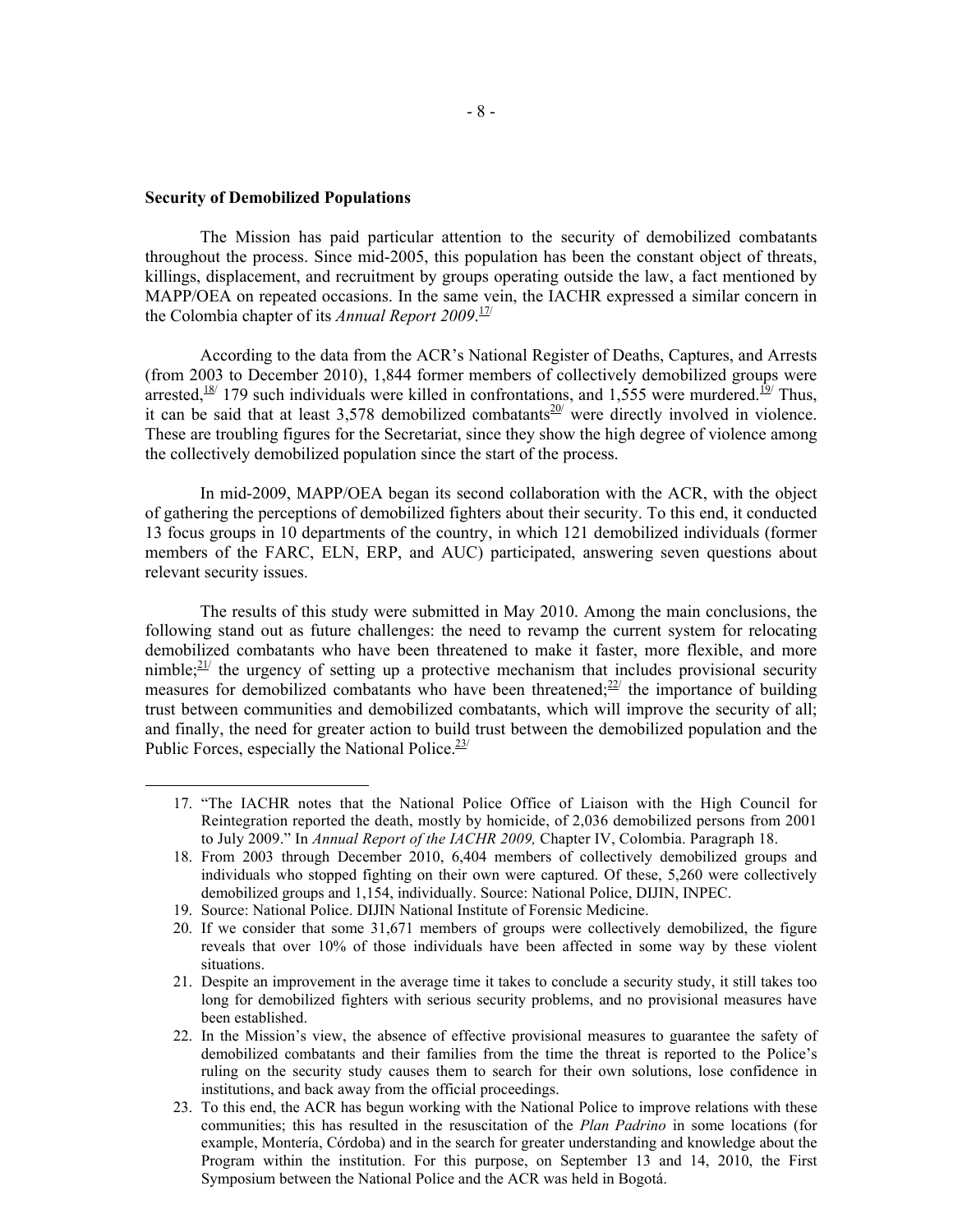**Security of Demobilized Populations**

The Mission has paid particular attention to the security of demobilized combatants throughout the process. Since mid-2005, this population has been the constant object of threats, killings, displacement, and recruitment by groups operating outside the law, a fact mentioned by MAPP/OEA on repeated occasions. In the same vein, the IACHR expressed a similar concern in the Colombia chapter of its *Annual Report 2009*.[17]

According to the data from the ACR's National Register of Deaths, Captures, and Arrests (from 2003 to December 2010), 1,844 former members of collectively demobilized groups were arrested,[18] 179 such individuals were killed in confrontations, and 1,555 were murdered.[19] Thus, it can be said that at least 3,578 demobilized combatants[20] were directly involved in violence. These are troubling figures for the Secretariat, since they show the high degree of violence among the collectively demobilized population since the start of the process.

In mid-2009, MAPP/OEA began its second collaboration with the ACR, with the object of gathering the perceptions of demobilized fighters about their security. To this end, it conducted 13 focus groups in 10 departments of the country, in which 121 demobilized individuals (former members of the FARC, ELN, ERP, and AUC) participated, answering seven questions about relevant security issues.

The results of this study were submitted in May 2010. Among the main conclusions, the following stand out as future challenges: the need to revamp the current system for relocating demobilized combatants who have been threatened to make it faster, more flexible, and more nimble;[21] the urgency of setting up a protective mechanism that includes provisional security measures for demobilized combatants who have been threatened;[22] the importance of building trust between communities and demobilized combatants, which will improve the security of all; and finally, the need for greater action to build trust between the demobilized population and the Public Forces, especially the National Police.[23]

---

17. "The IACHR notes that the National Police Office of Liaison with the High Council for Reintegration reported the death, mostly by homicide, of 2,036 demobilized persons from 2001 to July 2009." In *Annual Report of the IACHR 2009,* Chapter IV, Colombia. Paragraph 18.
18. From 2003 through December 2010, 6,404 members of collectively demobilized groups and individuals who stopped fighting on their own were captured. Of these, 5,260 were collectively demobilized groups and 1,154, individually. Source: National Police, DIJIN, INPEC.
19. Source: National Police. DIJIN National Institute of Forensic Medicine.
20. If we consider that some 31,671 members of groups were collectively demobilized, the figure reveals that over 10% of those individuals have been affected in some way by these violent situations.
21. Despite an improvement in the average time it takes to conclude a security study, it still takes too long for demobilized fighters with serious security problems, and no provisional measures have been established.
22. In the Mission's view, the absence of effective provisional measures to guarantee the safety of demobilized combatants and their families from the time the threat is reported to the Police's ruling on the security study causes them to search for their own solutions, lose confidence in institutions, and back away from the official proceedings.
23. To this end, the ACR has begun working with the National Police to improve relations with these communities; this has resulted in the resuscitation of the *Plan Padrino* in some locations (for example, Montería, Córdoba) and in the search for greater understanding and knowledge about the Program within the institution. For this purpose, on September 13 and 14, 2010, the First Symposium between the National Police and the ACR was held in Bogotá.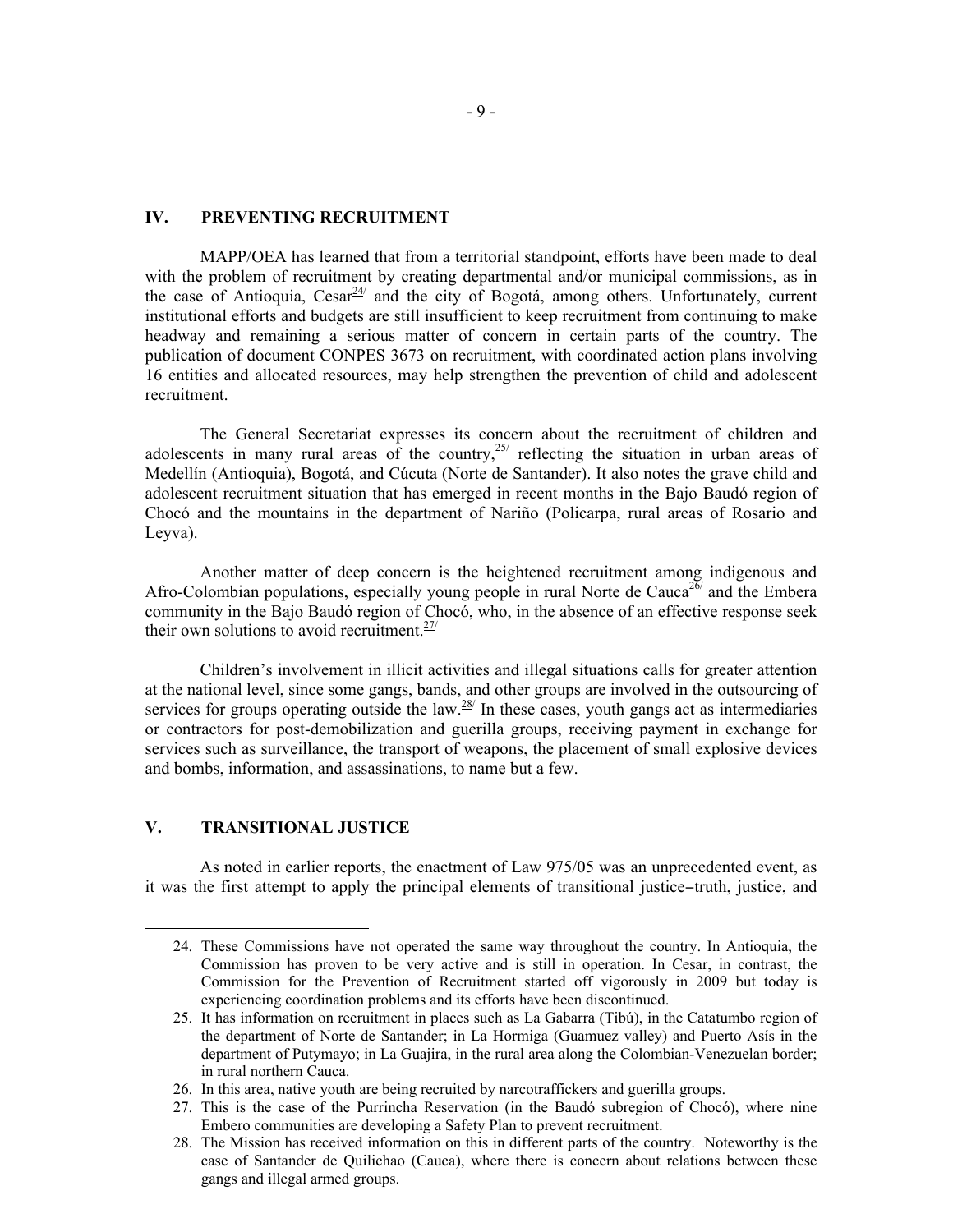## IV. PREVENTING RECRUITMENT

MAPP/OEA has learned that from a territorial standpoint, efforts have been made to deal with the problem of recruitment by creating departmental and/or municipal commissions, as in the case of Antioquia, Cesar[24] and the city of Bogotá, among others. Unfortunately, current institutional efforts and budgets are still insufficient to keep recruitment from continuing to make headway and remaining a serious matter of concern in certain parts of the country. The publication of document CONPES 3673 on recruitment, with coordinated action plans involving 16 entities and allocated resources, may help strengthen the prevention of child and adolescent recruitment.

The General Secretariat expresses its concern about the recruitment of children and adolescents in many rural areas of the country,[25] reflecting the situation in urban areas of Medellín (Antioquia), Bogotá, and Cúcuta (Norte de Santander). It also notes the grave child and adolescent recruitment situation that has emerged in recent months in the Bajo Baudó region of Chocó and the mountains in the department of Nariño (Policarpa, rural areas of Rosario and Leyva).

Another matter of deep concern is the heightened recruitment among indigenous and Afro-Colombian populations, especially young people in rural Norte de Cauca[26] and the Embera community in the Bajo Baudó region of Chocó, who, in the absence of an effective response seek their own solutions to avoid recruitment.[27]

Children's involvement in illicit activities and illegal situations calls for greater attention at the national level, since some gangs, bands, and other groups are involved in the outsourcing of services for groups operating outside the law.[28] In these cases, youth gangs act as intermediaries or contractors for post-demobilization and guerilla groups, receiving payment in exchange for services such as surveillance, the transport of weapons, the placement of small explosive devices and bombs, information, and assassinations, to name but a few.

## V. TRANSITIONAL JUSTICE

As noted in earlier reports, the enactment of Law 975/05 was an unprecedented event, as it was the first attempt to apply the principal elements of transitional justice–truth, justice, and

---

24. These Commissions have not operated the same way throughout the country. In Antioquia, the Commission has proven to be very active and is still in operation. In Cesar, in contrast, the Commission for the Prevention of Recruitment started off vigorously in 2009 but today is experiencing coordination problems and its efforts have been discontinued.
25. It has information on recruitment in places such as La Gabarra (Tibú), in the Catatumbo region of the department of Norte de Santander; in La Hormiga (Guamuez valley) and Puerto Asís in the department of Putymayo; in La Guajira, in the rural area along the Colombian-Venezuelan border; in rural northern Cauca.
26. In this area, native youth are being recruited by narcotraffickers and guerilla groups.
27. This is the case of the Purrincha Reservation (in the Baudó subregion of Chocó), where nine Embero communities are developing a Safety Plan to prevent recruitment.
28. The Mission has received information on this in different parts of the country. Noteworthy is the case of Santander de Quilichao (Cauca), where there is concern about relations between these gangs and illegal armed groups.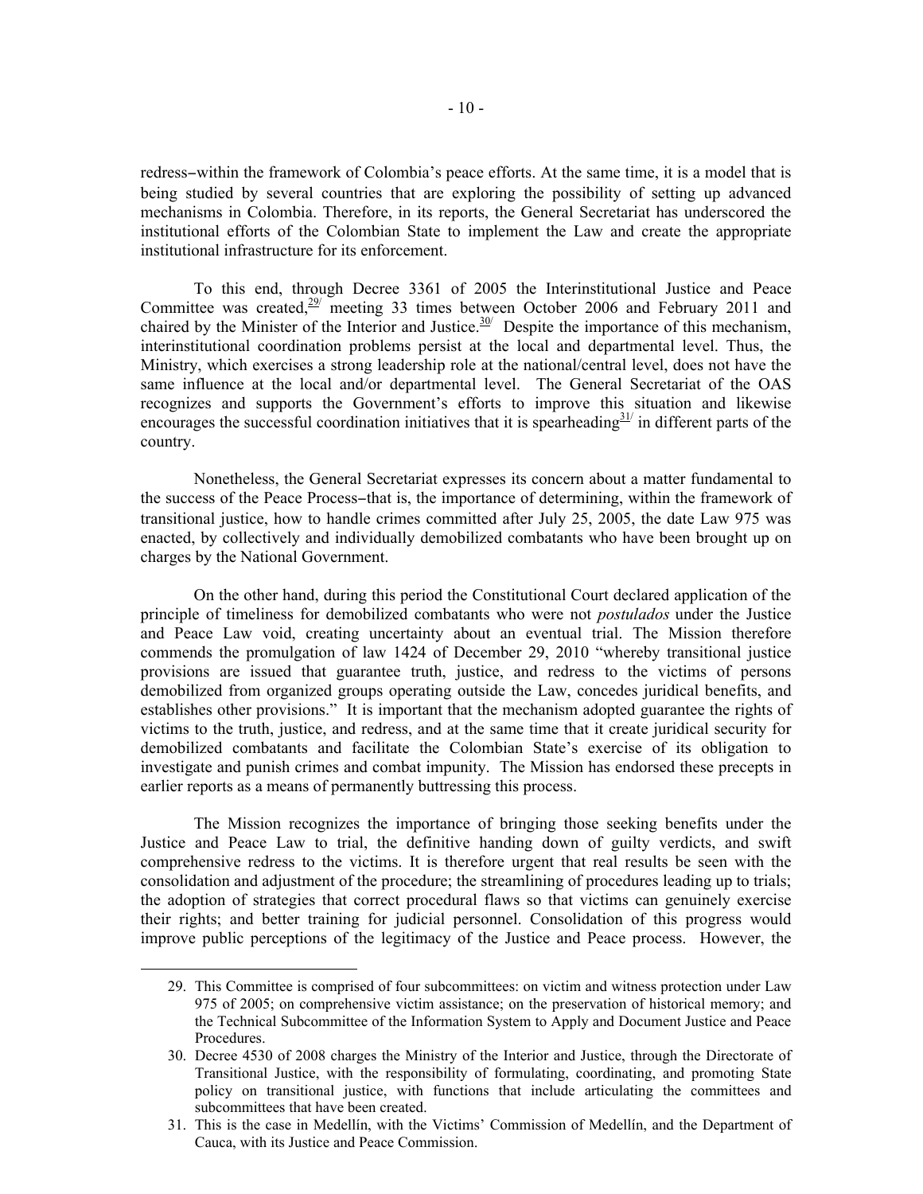redress–within the framework of Colombia's peace efforts. At the same time, it is a model that is being studied by several countries that are exploring the possibility of setting up advanced mechanisms in Colombia. Therefore, in its reports, the General Secretariat has underscored the institutional efforts of the Colombian State to implement the Law and create the appropriate institutional infrastructure for its enforcement.

To this end, through Decree 3361 of 2005 the Interinstitutional Justice and Peace Committee was created,[29] meeting 33 times between October 2006 and February 2011 and chaired by the Minister of the Interior and Justice.[30] Despite the importance of this mechanism, interinstitutional coordination problems persist at the local and departmental level. Thus, the Ministry, which exercises a strong leadership role at the national/central level, does not have the same influence at the local and/or departmental level. The General Secretariat of the OAS recognizes and supports the Government's efforts to improve this situation and likewise encourages the successful coordination initiatives that it is spearheading[31] in different parts of the country.

Nonetheless, the General Secretariat expresses its concern about a matter fundamental to the success of the Peace Process–that is, the importance of determining, within the framework of transitional justice, how to handle crimes committed after July 25, 2005, the date Law 975 was enacted, by collectively and individually demobilized combatants who have been brought up on charges by the National Government.

On the other hand, during this period the Constitutional Court declared application of the principle of timeliness for demobilized combatants who were not *postulados* under the Justice and Peace Law void, creating uncertainty about an eventual trial. The Mission therefore commends the promulgation of law 1424 of December 29, 2010 "whereby transitional justice provisions are issued that guarantee truth, justice, and redress to the victims of persons demobilized from organized groups operating outside the Law, concedes juridical benefits, and establishes other provisions." It is important that the mechanism adopted guarantee the rights of victims to the truth, justice, and redress, and at the same time that it create juridical security for demobilized combatants and facilitate the Colombian State's exercise of its obligation to investigate and punish crimes and combat impunity. The Mission has endorsed these precepts in earlier reports as a means of permanently buttressing this process.

The Mission recognizes the importance of bringing those seeking benefits under the Justice and Peace Law to trial, the definitive handing down of guilty verdicts, and swift comprehensive redress to the victims. It is therefore urgent that real results be seen with the consolidation and adjustment of the procedure; the streamlining of procedures leading up to trials; the adoption of strategies that correct procedural flaws so that victims can genuinely exercise their rights; and better training for judicial personnel. Consolidation of this progress would improve public perceptions of the legitimacy of the Justice and Peace process. However, the

---

29. This Committee is comprised of four subcommittees: on victim and witness protection under Law 975 of 2005; on comprehensive victim assistance; on the preservation of historical memory; and the Technical Subcommittee of the Information System to Apply and Document Justice and Peace Procedures.
30. Decree 4530 of 2008 charges the Ministry of the Interior and Justice, through the Directorate of Transitional Justice, with the responsibility of formulating, coordinating, and promoting State policy on transitional justice, with functions that include articulating the committees and subcommittees that have been created.
31. This is the case in Medellín, with the Victims' Commission of Medellín, and the Department of Cauca, with its Justice and Peace Commission.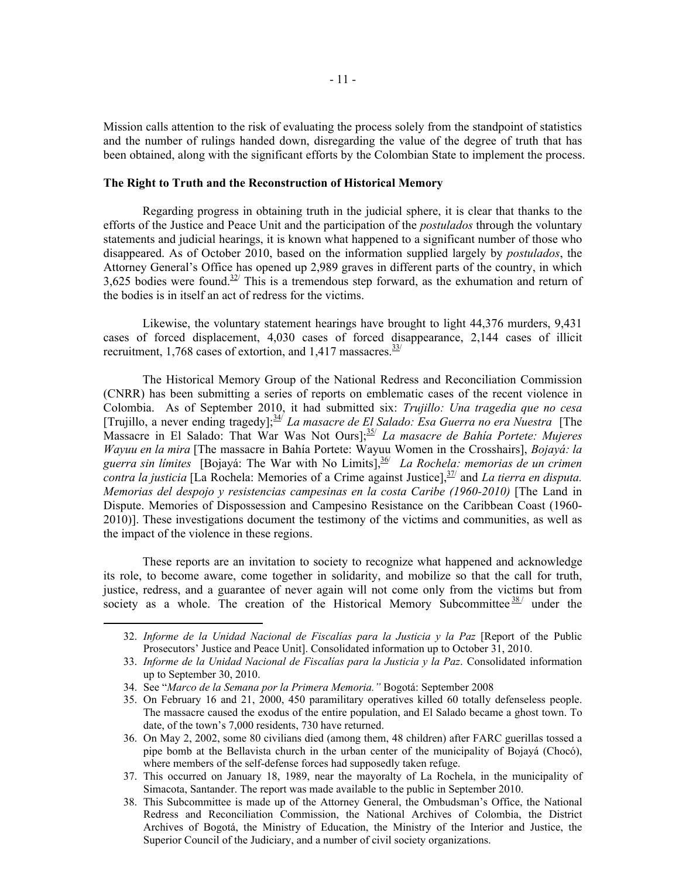Mission calls attention to the risk of evaluating the process solely from the standpoint of statistics and the number of rulings handed down, disregarding the value of the degree of truth that has been obtained, along with the significant efforts by the Colombian State to implement the process.

**The Right to Truth and the Reconstruction of Historical Memory**

Regarding progress in obtaining truth in the judicial sphere, it is clear that thanks to the efforts of the Justice and Peace Unit and the participation of the *postulados* through the voluntary statements and judicial hearings, it is known what happened to a significant number of those who disappeared. As of October 2010, based on the information supplied largely by *postulados*, the Attorney General's Office has opened up 2,989 graves in different parts of the country, in which 3,625 bodies were found.[32] This is a tremendous step forward, as the exhumation and return of the bodies is in itself an act of redress for the victims.

Likewise, the voluntary statement hearings have brought to light 44,376 murders, 9,431 cases of forced displacement, 4,030 cases of forced disappearance, 2,144 cases of illicit recruitment, 1,768 cases of extortion, and 1,417 massacres.[33]

The Historical Memory Group of the National Redress and Reconciliation Commission (CNRR) has been submitting a series of reports on emblematic cases of the recent violence in Colombia. As of September 2010, it had submitted six: *Trujillo: Una tragedia que no cesa* [Trujillo, a never ending tragedy];[34] *La masacre de El Salado: Esa Guerra no era Nuestra* [The Massacre in El Salado: That War Was Not Ours];[35] *La masacre de Bahía Portete: Mujeres Wayuu en la mira* [The massacre in Bahía Portete: Wayuu Women in the Crosshairs], *Bojayá: la guerra sin límites* [Bojayá: The War with No Limits],[36] *La Rochela: memorias de un crimen contra la justicia* [La Rochela: Memories of a Crime against Justice],[37] and *La tierra en disputa. Memorias del despojo y resistencias campesinas en la costa Caribe (1960-2010)* [The Land in Dispute. Memories of Dispossession and Campesino Resistance on the Caribbean Coast (1960-2010)]. These investigations document the testimony of the victims and communities, as well as the impact of the violence in these regions.

These reports are an invitation to society to recognize what happened and acknowledge its role, to become aware, come together in solidarity, and mobilize so that the call for truth, justice, redress, and a guarantee of never again will not come only from the victims but from society as a whole. The creation of the Historical Memory Subcommittee[38] under the

---

32. *Informe de la Unidad Nacional de Fiscalías para la Justicia y la Paz* [Report of the Public Prosecutors' Justice and Peace Unit]. Consolidated information up to October 31, 2010.
33. *Informe de la Unidad Nacional de Fiscalías para la Justicia y la Paz*. Consolidated information up to September 30, 2010.
34. See "*Marco de la Semana por la Primera Memoria.*" Bogotá: September 2008
35. On February 16 and 21, 2000, 450 paramilitary operatives killed 60 totally defenseless people. The massacre caused the exodus of the entire population, and El Salado became a ghost town. To date, of the town's 7,000 residents, 730 have returned.
36. On May 2, 2002, some 80 civilians died (among them, 48 children) after FARC guerillas tossed a pipe bomb at the Bellavista church in the urban center of the municipality of Bojayá (Chocó), where members of the self-defense forces had supposedly taken refuge.
37. This occurred on January 18, 1989, near the mayoralty of La Rochela, in the municipality of Simacota, Santander. The report was made available to the public in September 2010.
38. This Subcommittee is made up of the Attorney General, the Ombudsman's Office, the National Redress and Reconciliation Commission, the National Archives of Colombia, the District Archives of Bogotá, the Ministry of Education, the Ministry of the Interior and Justice, the Superior Council of the Judiciary, and a number of civil society organizations.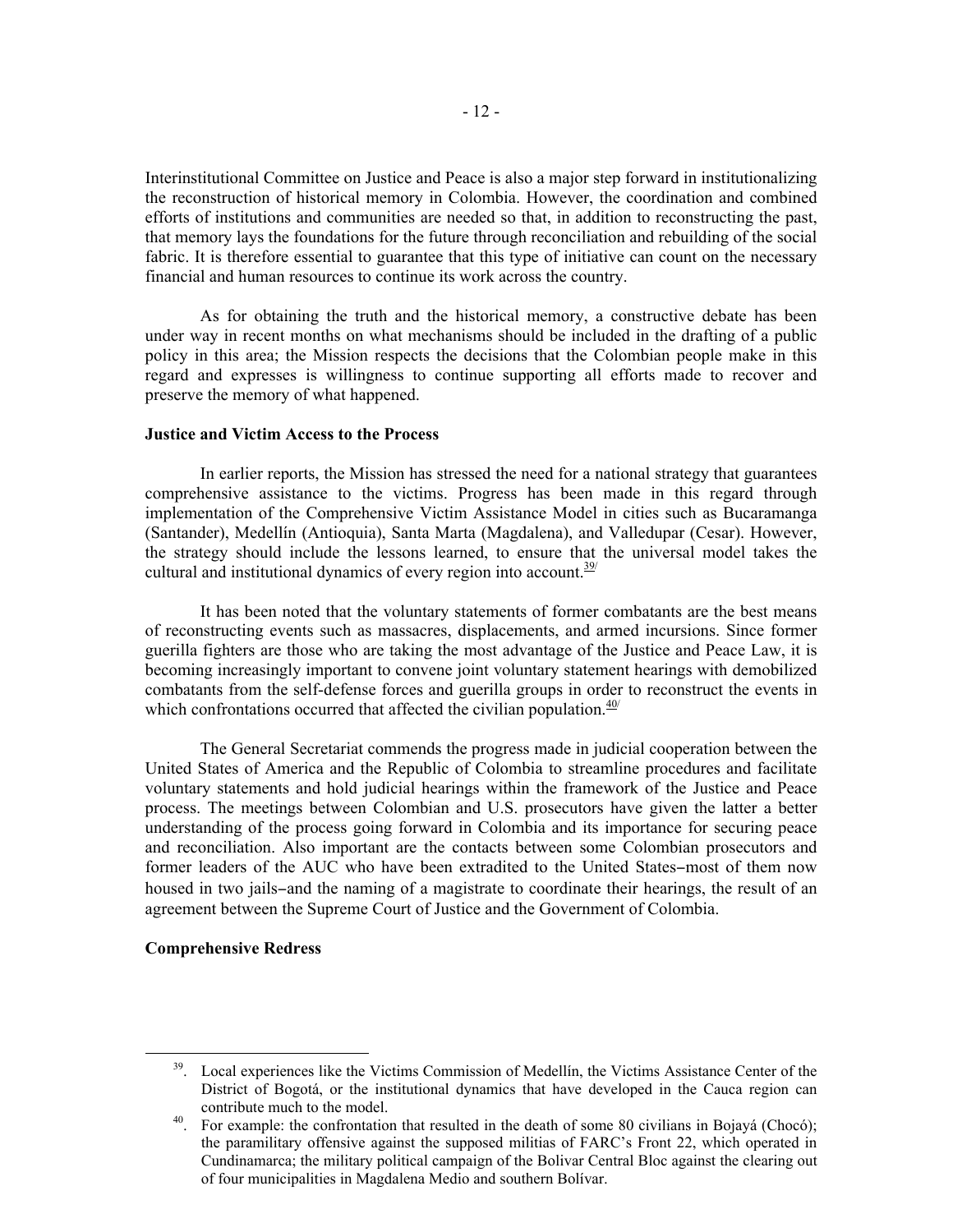Interinstitutional Committee on Justice and Peace is also a major step forward in institutionalizing the reconstruction of historical memory in Colombia. However, the coordination and combined efforts of institutions and communities are needed so that, in addition to reconstructing the past, that memory lays the foundations for the future through reconciliation and rebuilding of the social fabric. It is therefore essential to guarantee that this type of initiative can count on the necessary financial and human resources to continue its work across the country.

As for obtaining the truth and the historical memory, a constructive debate has been under way in recent months on what mechanisms should be included in the drafting of a public policy in this area; the Mission respects the decisions that the Colombian people make in this regard and expresses is willingness to continue supporting all efforts made to recover and preserve the memory of what happened.

**Justice and Victim Access to the Process**

In earlier reports, the Mission has stressed the need for a national strategy that guarantees comprehensive assistance to the victims. Progress has been made in this regard through implementation of the Comprehensive Victim Assistance Model in cities such as Bucaramanga (Santander), Medellín (Antioquia), Santa Marta (Magdalena), and Valledupar (Cesar). However, the strategy should include the lessons learned, to ensure that the universal model takes the cultural and institutional dynamics of every region into account.[39]

It has been noted that the voluntary statements of former combatants are the best means of reconstructing events such as massacres, displacements, and armed incursions. Since former guerilla fighters are those who are taking the most advantage of the Justice and Peace Law, it is becoming increasingly important to convene joint voluntary statement hearings with demobilized combatants from the self-defense forces and guerilla groups in order to reconstruct the events in which confrontations occurred that affected the civilian population.[40]

The General Secretariat commends the progress made in judicial cooperation between the United States of America and the Republic of Colombia to streamline procedures and facilitate voluntary statements and hold judicial hearings within the framework of the Justice and Peace process. The meetings between Colombian and U.S. prosecutors have given the latter a better understanding of the process going forward in Colombia and its importance for securing peace and reconciliation. Also important are the contacts between some Colombian prosecutors and former leaders of the AUC who have been extradited to the United States–most of them now housed in two jails–and the naming of a magistrate to coordinate their hearings, the result of an agreement between the Supreme Court of Justice and the Government of Colombia.

**Comprehensive Redress**

---

[39]. Local experiences like the Victims Commission of Medellín, the Victims Assistance Center of the District of Bogotá, or the institutional dynamics that have developed in the Cauca region can contribute much to the model.

[40]. For example: the confrontation that resulted in the death of some 80 civilians in Bojayá (Chocó); the paramilitary offensive against the supposed militias of FARC's Front 22, which operated in Cundinamarca; the military political campaign of the Bolivar Central Bloc against the clearing out of four municipalities in Magdalena Medio and southern Bolívar.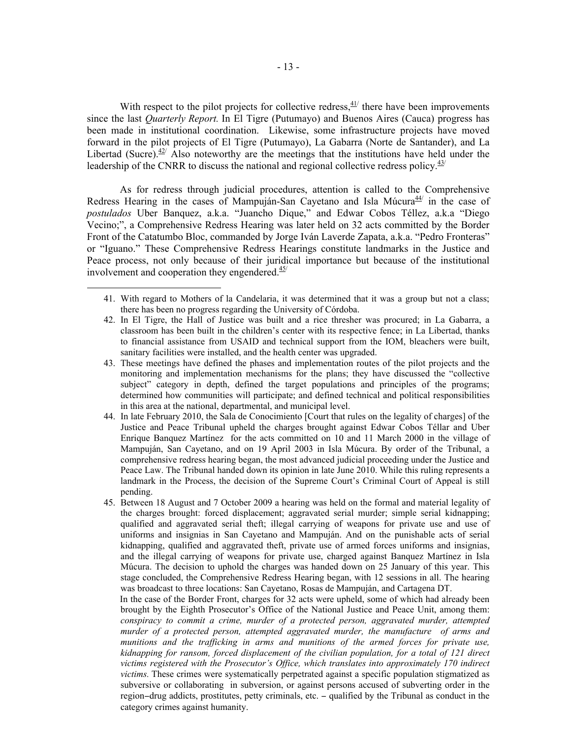With respect to the pilot projects for collective redress,[41] there have been improvements since the last *Quarterly Report.* In El Tigre (Putumayo) and Buenos Aires (Cauca) progress has been made in institutional coordination. Likewise, some infrastructure projects have moved forward in the pilot projects of El Tigre (Putumayo), La Gabarra (Norte de Santander), and La Libertad (Sucre).[42] Also noteworthy are the meetings that the institutions have held under the leadership of the CNRR to discuss the national and regional collective redress policy.[43]

As for redress through judicial procedures, attention is called to the Comprehensive Redress Hearing in the cases of Mampuján-San Cayetano and Isla Múcura[44] in the case of *postulados* Uber Banquez, a.k.a. "Juancho Dique," and Edwar Cobos Téllez, a.k.a "Diego Vecino;", a Comprehensive Redress Hearing was later held on 32 acts committed by the Border Front of the Catatumbo Bloc, commanded by Jorge Iván Laverde Zapata, a.k.a. "Pedro Fronteras" or "Iguano." These Comprehensive Redress Hearings constitute landmarks in the Justice and Peace process, not only because of their juridical importance but because of the institutional involvement and cooperation they engendered.[45]

---

41. With regard to Mothers of la Candelaria, it was determined that it was a group but not a class; there has been no progress regarding the University of Córdoba.
42. In El Tigre, the Hall of Justice was built and a rice thresher was procured; in La Gabarra, a classroom has been built in the children's center with its respective fence; in La Libertad, thanks to financial assistance from USAID and technical support from the IOM, bleachers were built, sanitary facilities were installed, and the health center was upgraded.
43. These meetings have defined the phases and implementation routes of the pilot projects and the monitoring and implementation mechanisms for the plans; they have discussed the "collective subject" category in depth, defined the target populations and principles of the programs; determined how communities will participate; and defined technical and political responsibilities in this area at the national, departmental, and municipal level.
44. In late February 2010, the Sala de Conocimiento [Court that rules on the legality of charges] of the Justice and Peace Tribunal upheld the charges brought against Edwar Cobos Téllar and Uber Enrique Banquez Martínez for the acts committed on 10 and 11 March 2000 in the village of Mampuján, San Cayetano, and on 19 April 2003 in Isla Múcura. By order of the Tribunal, a comprehensive redress hearing began, the most advanced judicial proceeding under the Justice and Peace Law. The Tribunal handed down its opinion in late June 2010. While this ruling represents a landmark in the Process, the decision of the Supreme Court's Criminal Court of Appeal is still pending.
45. Between 18 August and 7 October 2009 a hearing was held on the formal and material legality of the charges brought: forced displacement; aggravated serial murder; simple serial kidnapping; qualified and aggravated serial theft; illegal carrying of weapons for private use and use of uniforms and insignias in San Cayetano and Mampuján. And on the punishable acts of serial kidnapping, qualified and aggravated theft, private use of armed forces uniforms and insignias, and the illegal carrying of weapons for private use, charged against Banquez Martínez in Isla Múcura. The decision to uphold the charges was handed down on 25 January of this year. This stage concluded, the Comprehensive Redress Hearing began, with 12 sessions in all. The hearing was broadcast to three locations: San Cayetano, Rosas de Mampuján, and Cartagena DT.

    In the case of the Border Front, charges for 32 acts were upheld, some of which had already been brought by the Eighth Prosecutor's Office of the National Justice and Peace Unit, among them: *conspiracy to commit a crime, murder of a protected person, aggravated murder, attempted murder of a protected person, attempted aggravated murder, the manufacture of arms and munitions and the trafficking in arms and munitions of the armed forces for private use, kidnapping for ransom, forced displacement of the civilian population, for a total of 121 direct victims registered with the Prosecutor's Office, which translates into approximately 170 indirect victims.* These crimes were systematically perpetrated against a specific population stigmatized as subversive or collaborating in subversion, or against persons accused of subverting order in the region–drug addicts, prostitutes, petty criminals, etc. – qualified by the Tribunal as conduct in the category crimes against humanity.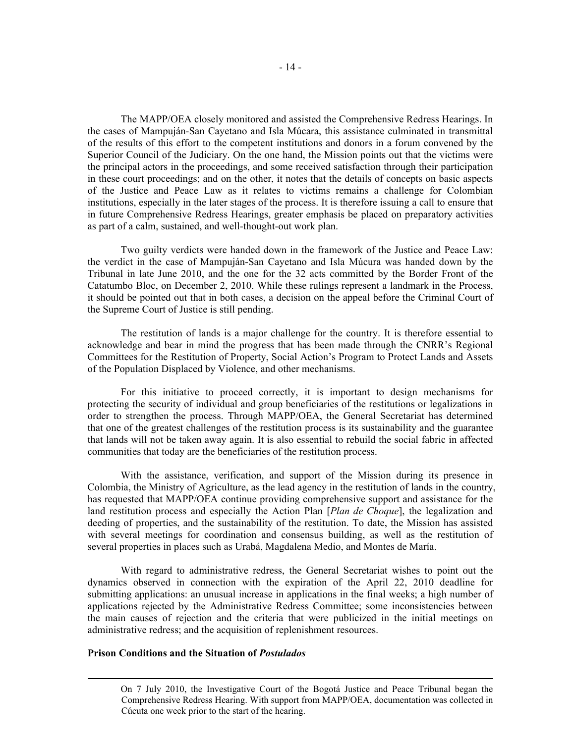The MAPP/OEA closely monitored and assisted the Comprehensive Redress Hearings. In the cases of Mampuján-San Cayetano and Isla Múcara, this assistance culminated in transmittal of the results of this effort to the competent institutions and donors in a forum convened by the Superior Council of the Judiciary. On the one hand, the Mission points out that the victims were the principal actors in the proceedings, and some received satisfaction through their participation in these court proceedings; and on the other, it notes that the details of concepts on basic aspects of the Justice and Peace Law as it relates to victims remains a challenge for Colombian institutions, especially in the later stages of the process. It is therefore issuing a call to ensure that in future Comprehensive Redress Hearings, greater emphasis be placed on preparatory activities as part of a calm, sustained, and well-thought-out work plan.

Two guilty verdicts were handed down in the framework of the Justice and Peace Law: the verdict in the case of Mampuján-San Cayetano and Isla Múcura was handed down by the Tribunal in late June 2010, and the one for the 32 acts committed by the Border Front of the Catatumbo Bloc, on December 2, 2010. While these rulings represent a landmark in the Process, it should be pointed out that in both cases, a decision on the appeal before the Criminal Court of the Supreme Court of Justice is still pending.

The restitution of lands is a major challenge for the country. It is therefore essential to acknowledge and bear in mind the progress that has been made through the CNRR's Regional Committees for the Restitution of Property, Social Action's Program to Protect Lands and Assets of the Population Displaced by Violence, and other mechanisms.

For this initiative to proceed correctly, it is important to design mechanisms for protecting the security of individual and group beneficiaries of the restitutions or legalizations in order to strengthen the process. Through MAPP/OEA, the General Secretariat has determined that one of the greatest challenges of the restitution process is its sustainability and the guarantee that lands will not be taken away again. It is also essential to rebuild the social fabric in affected communities that today are the beneficiaries of the restitution process.

With the assistance, verification, and support of the Mission during its presence in Colombia, the Ministry of Agriculture, as the lead agency in the restitution of lands in the country, has requested that MAPP/OEA continue providing comprehensive support and assistance for the land restitution process and especially the Action Plan [*Plan de Choque*], the legalization and deeding of properties, and the sustainability of the restitution. To date, the Mission has assisted with several meetings for coordination and consensus building, as well as the restitution of several properties in places such as Urabá, Magdalena Medio, and Montes de María.

With regard to administrative redress, the General Secretariat wishes to point out the dynamics observed in connection with the expiration of the April 22, 2010 deadline for submitting applications: an unusual increase in applications in the final weeks; a high number of applications rejected by the Administrative Redress Committee; some inconsistencies between the main causes of rejection and the criteria that were publicized in the initial meetings on administrative redress; and the acquisition of replenishment resources.

**Prison Conditions and the Situation of *Postulados***

---

On 7 July 2010, the Investigative Court of the Bogotá Justice and Peace Tribunal began the Comprehensive Redress Hearing. With support from MAPP/OEA, documentation was collected in Cúcuta one week prior to the start of the hearing.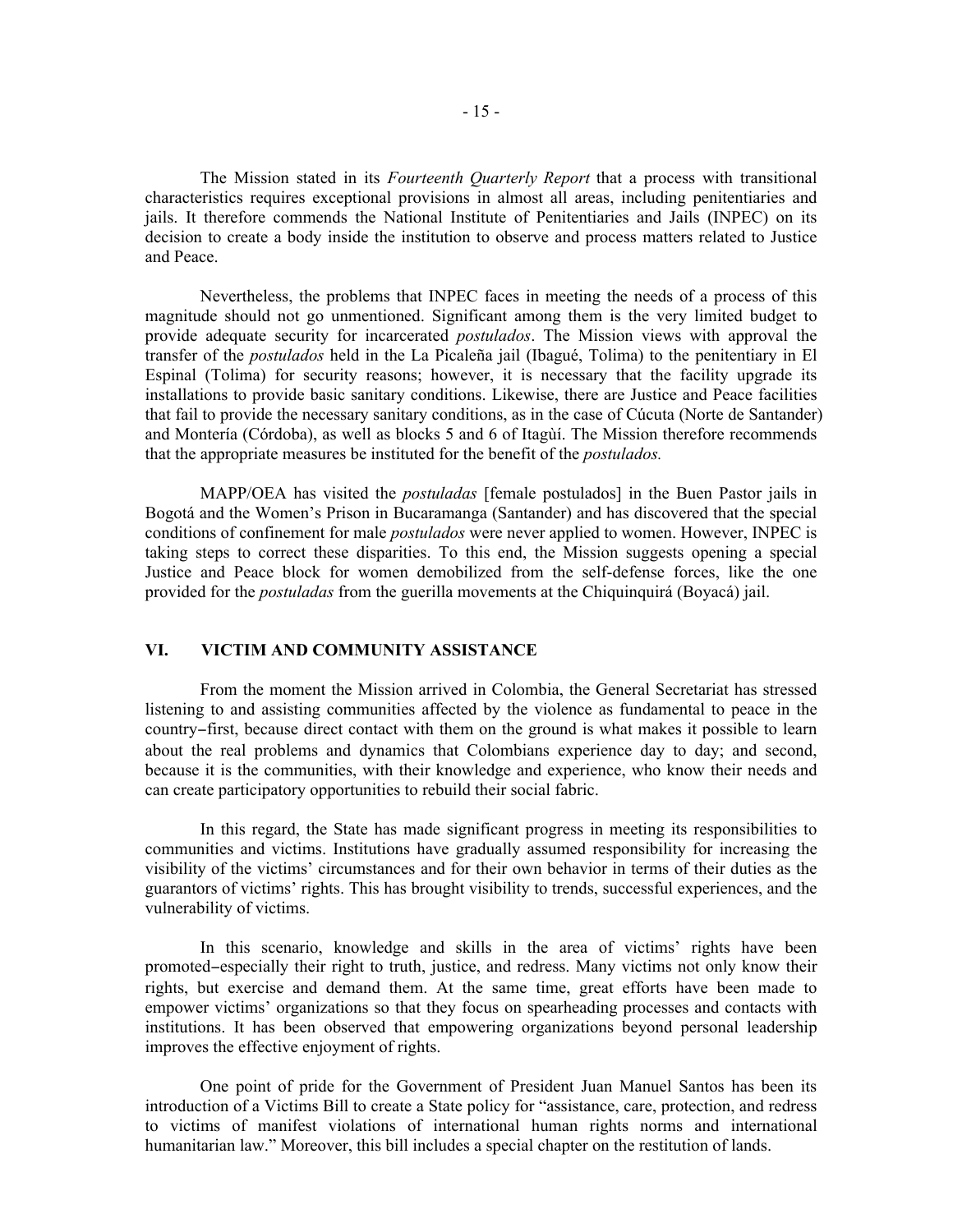The Mission stated in its *Fourteenth Quarterly Report* that a process with transitional characteristics requires exceptional provisions in almost all areas, including penitentiaries and jails. It therefore commends the National Institute of Penitentiaries and Jails (INPEC) on its decision to create a body inside the institution to observe and process matters related to Justice and Peace.

Nevertheless, the problems that INPEC faces in meeting the needs of a process of this magnitude should not go unmentioned. Significant among them is the very limited budget to provide adequate security for incarcerated *postulados*. The Mission views with approval the transfer of the *postulados* held in the La Picaleña jail (Ibagué, Tolima) to the penitentiary in El Espinal (Tolima) for security reasons; however, it is necessary that the facility upgrade its installations to provide basic sanitary conditions. Likewise, there are Justice and Peace facilities that fail to provide the necessary sanitary conditions, as in the case of Cúcuta (Norte de Santander) and Montería (Córdoba), as well as blocks 5 and 6 of Itagùí. The Mission therefore recommends that the appropriate measures be instituted for the benefit of the *postulados.*

MAPP/OEA has visited the *postuladas* [female postulados] in the Buen Pastor jails in Bogotá and the Women's Prison in Bucaramanga (Santander) and has discovered that the special conditions of confinement for male *postulados* were never applied to women. However, INPEC is taking steps to correct these disparities. To this end, the Mission suggests opening a special Justice and Peace block for women demobilized from the self-defense forces, like the one provided for the *postuladas* from the guerilla movements at the Chiquinquirá (Boyacá) jail.

## VI. VICTIM AND COMMUNITY ASSISTANCE

From the moment the Mission arrived in Colombia, the General Secretariat has stressed listening to and assisting communities affected by the violence as fundamental to peace in the country–first, because direct contact with them on the ground is what makes it possible to learn about the real problems and dynamics that Colombians experience day to day; and second, because it is the communities, with their knowledge and experience, who know their needs and can create participatory opportunities to rebuild their social fabric.

In this regard, the State has made significant progress in meeting its responsibilities to communities and victims. Institutions have gradually assumed responsibility for increasing the visibility of the victims' circumstances and for their own behavior in terms of their duties as the guarantors of victims' rights. This has brought visibility to trends, successful experiences, and the vulnerability of victims.

In this scenario, knowledge and skills in the area of victims' rights have been promoted–especially their right to truth, justice, and redress. Many victims not only know their rights, but exercise and demand them. At the same time, great efforts have been made to empower victims' organizations so that they focus on spearheading processes and contacts with institutions. It has been observed that empowering organizations beyond personal leadership improves the effective enjoyment of rights.

One point of pride for the Government of President Juan Manuel Santos has been its introduction of a Victims Bill to create a State policy for "assistance, care, protection, and redress to victims of manifest violations of international human rights norms and international humanitarian law." Moreover, this bill includes a special chapter on the restitution of lands.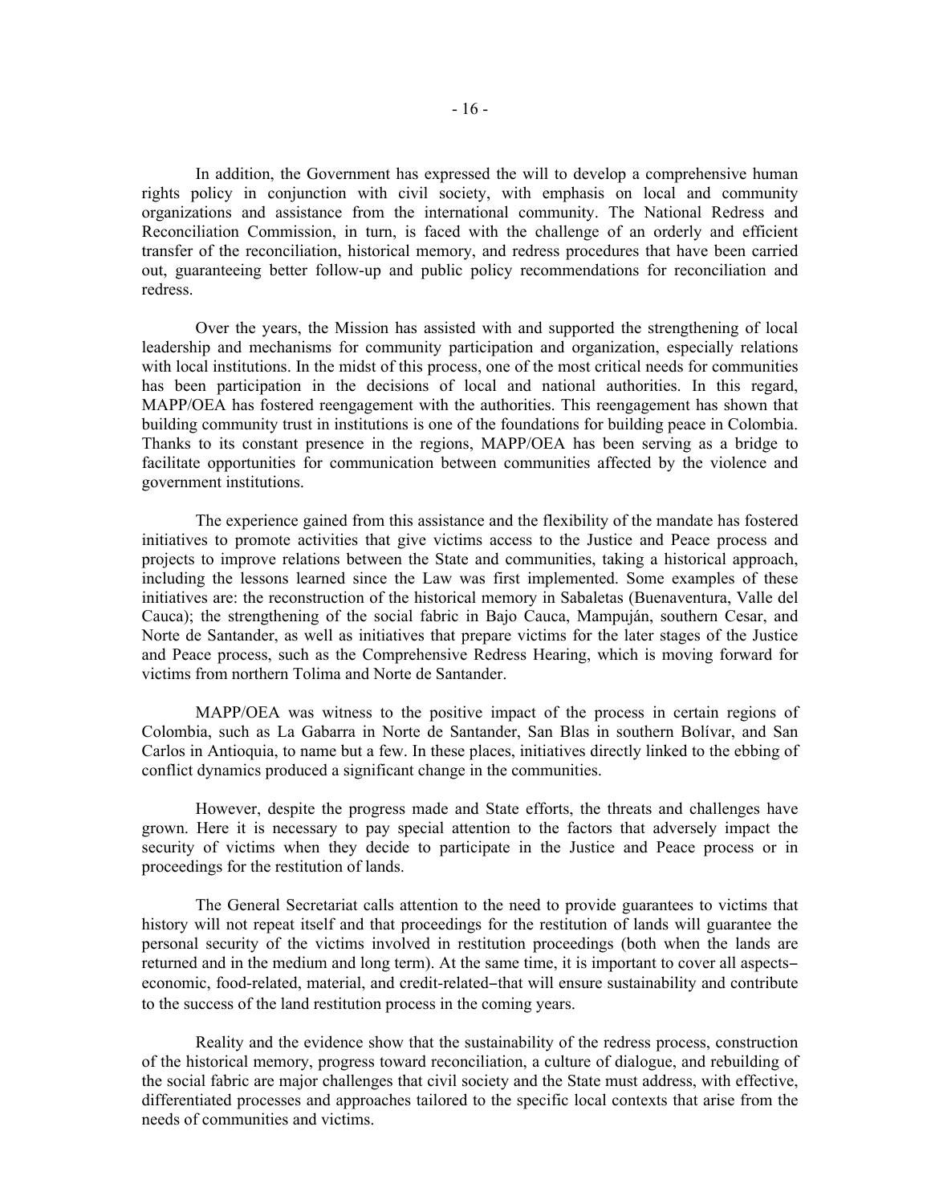In addition, the Government has expressed the will to develop a comprehensive human rights policy in conjunction with civil society, with emphasis on local and community organizations and assistance from the international community. The National Redress and Reconciliation Commission, in turn, is faced with the challenge of an orderly and efficient transfer of the reconciliation, historical memory, and redress procedures that have been carried out, guaranteeing better follow-up and public policy recommendations for reconciliation and redress.

Over the years, the Mission has assisted with and supported the strengthening of local leadership and mechanisms for community participation and organization, especially relations with local institutions. In the midst of this process, one of the most critical needs for communities has been participation in the decisions of local and national authorities. In this regard, MAPP/OEA has fostered reengagement with the authorities. This reengagement has shown that building community trust in institutions is one of the foundations for building peace in Colombia. Thanks to its constant presence in the regions, MAPP/OEA has been serving as a bridge to facilitate opportunities for communication between communities affected by the violence and government institutions.

The experience gained from this assistance and the flexibility of the mandate has fostered initiatives to promote activities that give victims access to the Justice and Peace process and projects to improve relations between the State and communities, taking a historical approach, including the lessons learned since the Law was first implemented. Some examples of these initiatives are: the reconstruction of the historical memory in Sabaletas (Buenaventura, Valle del Cauca); the strengthening of the social fabric in Bajo Cauca, Mampuján, southern Cesar, and Norte de Santander, as well as initiatives that prepare victims for the later stages of the Justice and Peace process, such as the Comprehensive Redress Hearing, which is moving forward for victims from northern Tolima and Norte de Santander.

MAPP/OEA was witness to the positive impact of the process in certain regions of Colombia, such as La Gabarra in Norte de Santander, San Blas in southern Bolívar, and San Carlos in Antioquia, to name but a few. In these places, initiatives directly linked to the ebbing of conflict dynamics produced a significant change in the communities.

However, despite the progress made and State efforts, the threats and challenges have grown. Here it is necessary to pay special attention to the factors that adversely impact the security of victims when they decide to participate in the Justice and Peace process or in proceedings for the restitution of lands.

The General Secretariat calls attention to the need to provide guarantees to victims that history will not repeat itself and that proceedings for the restitution of lands will guarantee the personal security of the victims involved in restitution proceedings (both when the lands are returned and in the medium and long term). At the same time, it is important to cover all aspects–economic, food-related, material, and credit-related–that will ensure sustainability and contribute to the success of the land restitution process in the coming years.

Reality and the evidence show that the sustainability of the redress process, construction of the historical memory, progress toward reconciliation, a culture of dialogue, and rebuilding of the social fabric are major challenges that civil society and the State must address, with effective, differentiated processes and approaches tailored to the specific local contexts that arise from the needs of communities and victims.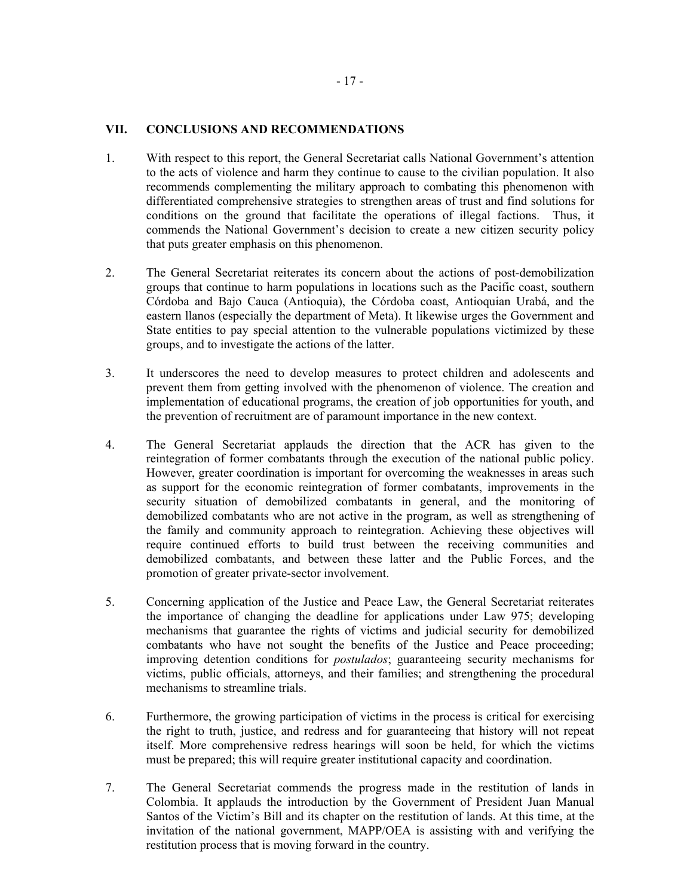## VII. CONCLUSIONS AND RECOMMENDATIONS

1. With respect to this report, the General Secretariat calls National Government's attention to the acts of violence and harm they continue to cause to the civilian population. It also recommends complementing the military approach to combating this phenomenon with differentiated comprehensive strategies to strengthen areas of trust and find solutions for conditions on the ground that facilitate the operations of illegal factions. Thus, it commends the National Government's decision to create a new citizen security policy that puts greater emphasis on this phenomenon.

2. The General Secretariat reiterates its concern about the actions of post-demobilization groups that continue to harm populations in locations such as the Pacific coast, southern Córdoba and Bajo Cauca (Antioquia), the Córdoba coast, Antioquian Urabá, and the eastern llanos (especially the department of Meta). It likewise urges the Government and State entities to pay special attention to the vulnerable populations victimized by these groups, and to investigate the actions of the latter.

3. It underscores the need to develop measures to protect children and adolescents and prevent them from getting involved with the phenomenon of violence. The creation and implementation of educational programs, the creation of job opportunities for youth, and the prevention of recruitment are of paramount importance in the new context.

4. The General Secretariat applauds the direction that the ACR has given to the reintegration of former combatants through the execution of the national public policy. However, greater coordination is important for overcoming the weaknesses in areas such as support for the economic reintegration of former combatants, improvements in the security situation of demobilized combatants in general, and the monitoring of demobilized combatants who are not active in the program, as well as strengthening of the family and community approach to reintegration. Achieving these objectives will require continued efforts to build trust between the receiving communities and demobilized combatants, and between these latter and the Public Forces, and the promotion of greater private-sector involvement.

5. Concerning application of the Justice and Peace Law, the General Secretariat reiterates the importance of changing the deadline for applications under Law 975; developing mechanisms that guarantee the rights of victims and judicial security for demobilized combatants who have not sought the benefits of the Justice and Peace proceeding; improving detention conditions for *postulados*; guaranteeing security mechanisms for victims, public officials, attorneys, and their families; and strengthening the procedural mechanisms to streamline trials.

6. Furthermore, the growing participation of victims in the process is critical for exercising the right to truth, justice, and redress and for guaranteeing that history will not repeat itself. More comprehensive redress hearings will soon be held, for which the victims must be prepared; this will require greater institutional capacity and coordination.

7. The General Secretariat commends the progress made in the restitution of lands in Colombia. It applauds the introduction by the Government of President Juan Manual Santos of the Victim's Bill and its chapter on the restitution of lands. At this time, at the invitation of the national government, MAPP/OEA is assisting with and verifying the restitution process that is moving forward in the country.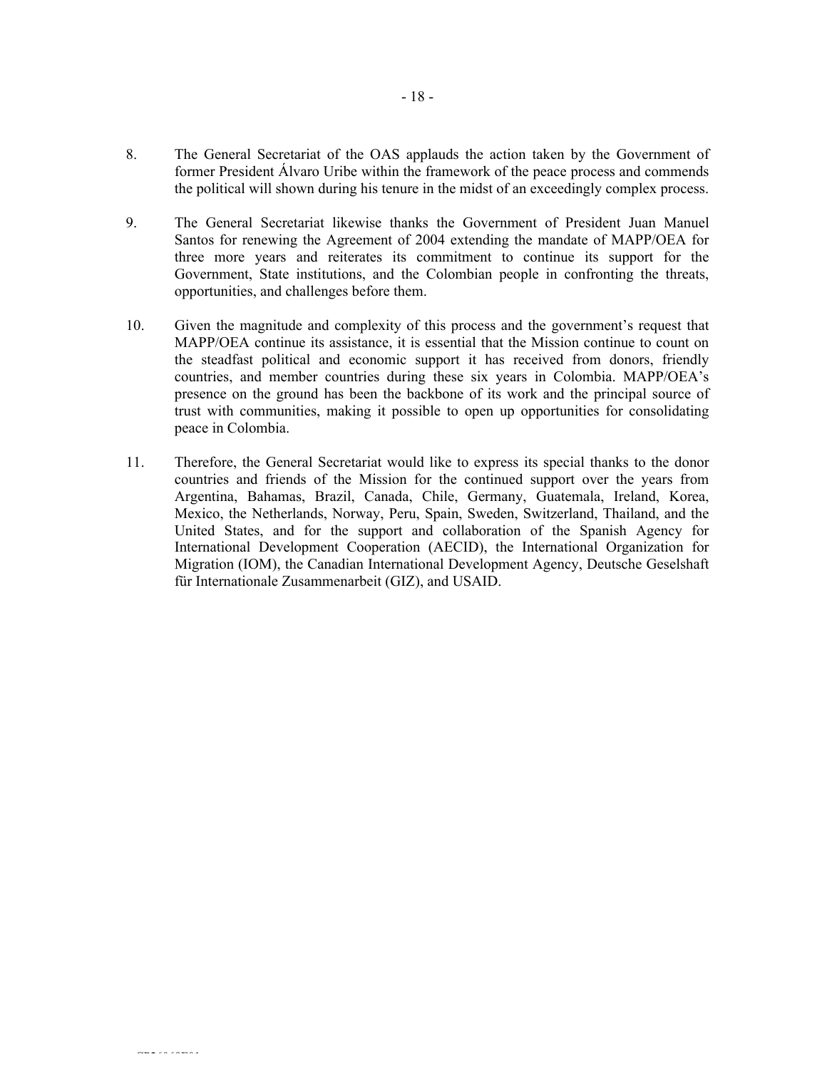8. The General Secretariat of the OAS applauds the action taken by the Government of former President Álvaro Uribe within the framework of the peace process and commends the political will shown during his tenure in the midst of an exceedingly complex process.

9. The General Secretariat likewise thanks the Government of President Juan Manuel Santos for renewing the Agreement of 2004 extending the mandate of MAPP/OEA for three more years and reiterates its commitment to continue its support for the Government, State institutions, and the Colombian people in confronting the threats, opportunities, and challenges before them.

10. Given the magnitude and complexity of this process and the government's request that MAPP/OEA continue its assistance, it is essential that the Mission continue to count on the steadfast political and economic support it has received from donors, friendly countries, and member countries during these six years in Colombia. MAPP/OEA's presence on the ground has been the backbone of its work and the principal source of trust with communities, making it possible to open up opportunities for consolidating peace in Colombia.

11. Therefore, the General Secretariat would like to express its special thanks to the donor countries and friends of the Mission for the continued support over the years from Argentina, Bahamas, Brazil, Canada, Chile, Germany, Guatemala, Ireland, Korea, Mexico, the Netherlands, Norway, Peru, Spain, Sweden, Switzerland, Thailand, and the United States, and for the support and collaboration of the Spanish Agency for International Development Cooperation (AECID), the International Organization for Migration (IOM), the Canadian International Development Agency, Deutsche Geselshaft für Internationale Zusammenarbeit (GIZ), and USAID.